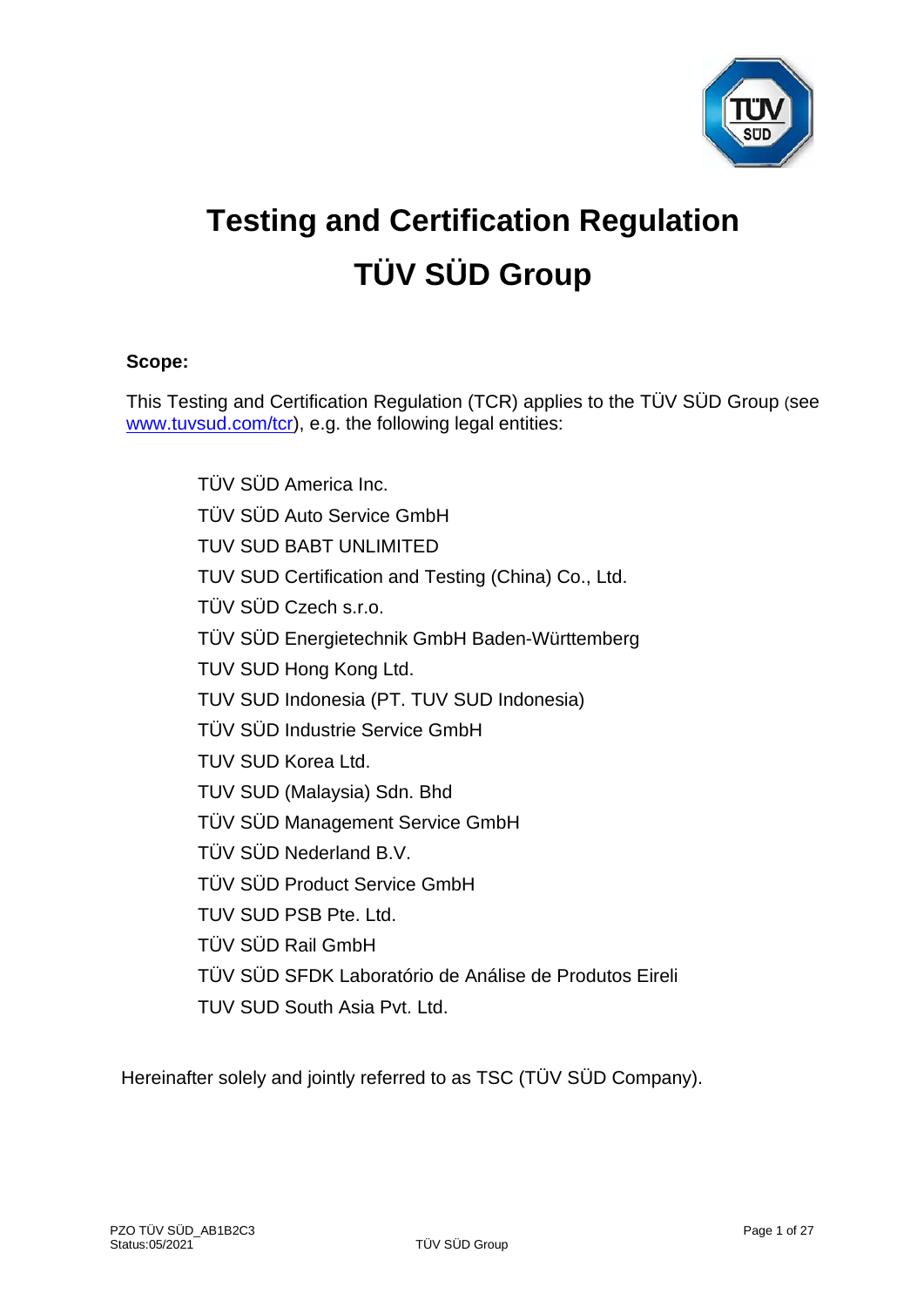# Testing and Certification Regulation

# TÜV SÜD Group

**Scope:**

This Testing and Certification Regulation (TCR) applies to the TÜV SÜD Group (see www.tuvsud.com/tcr), e.g. the following legal entities:

TÜV SÜD America Inc.
TÜV SÜD Auto Service GmbH
TUV SUD BABT UNLIMITED
TUV SUD Certification and Testing (China) Co., Ltd.
TÜV SÜD Czech s.r.o.
TÜV SÜD Energietechnik GmbH Baden-Württemberg
TUV SUD Hong Kong Ltd.
TUV SUD Indonesia (PT. TUV SUD Indonesia)
TÜV SÜD Industrie Service GmbH
TUV SUD Korea Ltd.
TUV SUD (Malaysia) Sdn. Bhd
TÜV SÜD Management Service GmbH
TÜV SÜD Nederland B.V.
TÜV SÜD Product Service GmbH
TUV SUD PSB Pte. Ltd.
TÜV SÜD Rail GmbH
TÜV SÜD SFDK Laboratório de Análise de Produtos Eireli
TUV SUD South Asia Pvt. Ltd.

Hereinafter solely and jointly referred to as TSC (TÜV SÜD Company).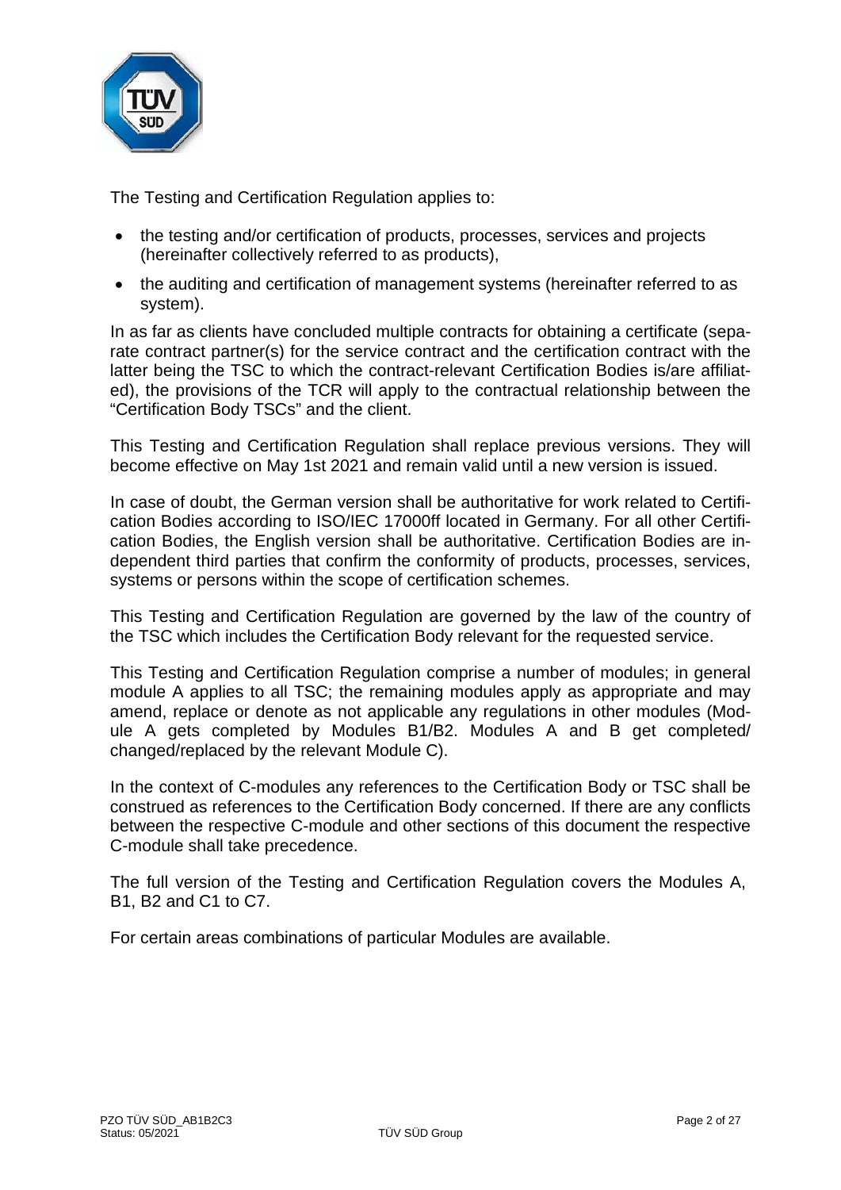The Testing and Certification Regulation applies to:

- the testing and/or certification of products, processes, services and projects (hereinafter collectively referred to as products),
- the auditing and certification of management systems (hereinafter referred to as system).

In as far as clients have concluded multiple contracts for obtaining a certificate (separate contract partner(s) for the service contract and the certification contract with the latter being the TSC to which the contract-relevant Certification Bodies is/are affiliated), the provisions of the TCR will apply to the contractual relationship between the "Certification Body TSCs" and the client.

This Testing and Certification Regulation shall replace previous versions. They will become effective on May 1st 2021 and remain valid until a new version is issued.

In case of doubt, the German version shall be authoritative for work related to Certification Bodies according to ISO/IEC 17000ff located in Germany. For all other Certification Bodies, the English version shall be authoritative. Certification Bodies are independent third parties that confirm the conformity of products, processes, services, systems or persons within the scope of certification schemes.

This Testing and Certification Regulation are governed by the law of the country of the TSC which includes the Certification Body relevant for the requested service.

This Testing and Certification Regulation comprise a number of modules; in general module A applies to all TSC; the remaining modules apply as appropriate and may amend, replace or denote as not applicable any regulations in other modules (Module A gets completed by Modules B1/B2. Modules A and B get completed/ changed/replaced by the relevant Module C).

In the context of C-modules any references to the Certification Body or TSC shall be construed as references to the Certification Body concerned. If there are any conflicts between the respective C-module and other sections of this document the respective C-module shall take precedence.

The full version of the Testing and Certification Regulation covers the Modules A, B1, B2 and C1 to C7.

For certain areas combinations of particular Modules are available.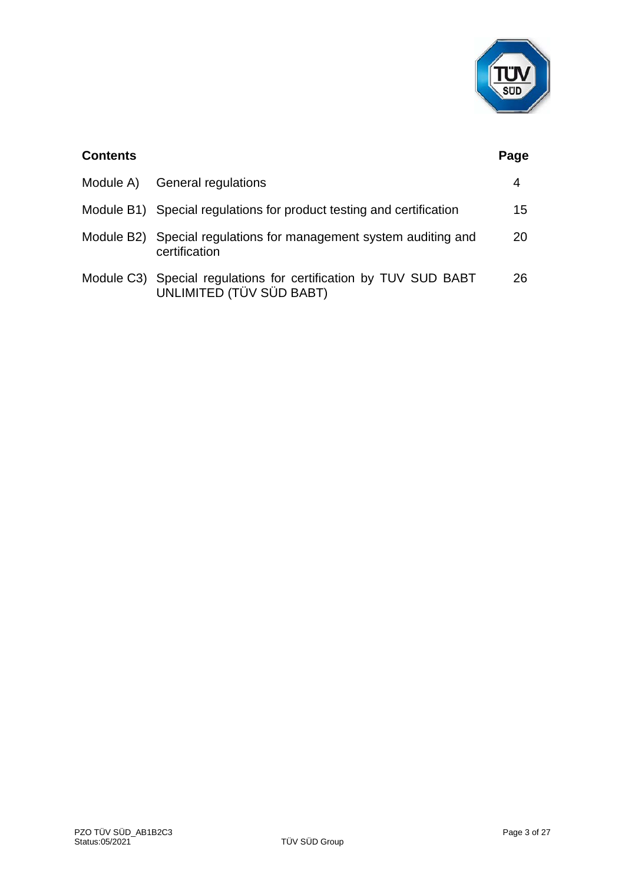| **Contents** | | **Page** |
| --- | --- | --- |
| Module A) | General regulations | 4 |
| Module B1) | Special regulations for product testing and certification | 15 |
| Module B2) | Special regulations for management system auditing and certification | 20 |
| Module C3) | Special regulations for certification by TUV SUD BABT UNLIMITED (TÜV SÜD BABT) | 26 |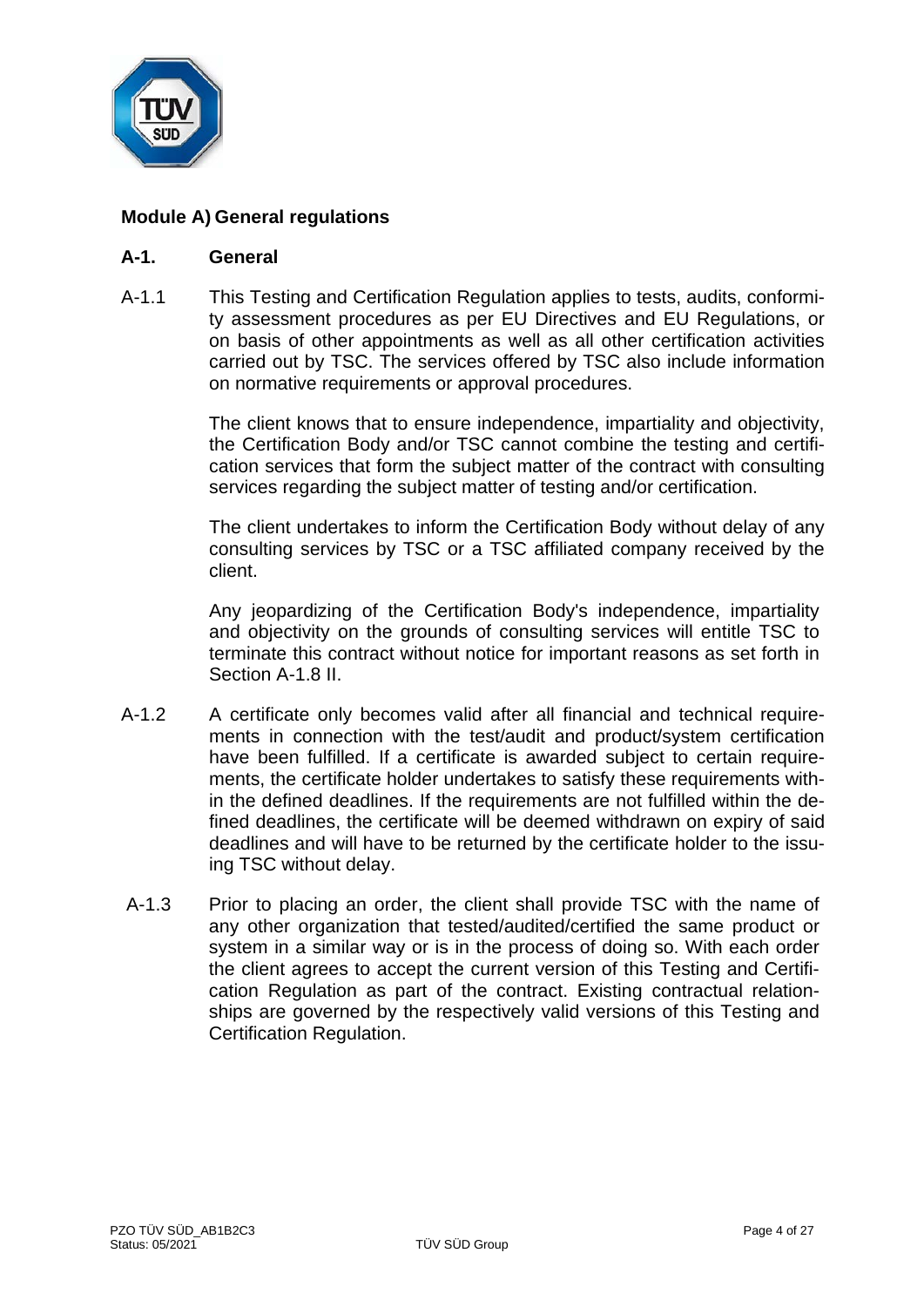## Module A) General regulations

### A-1. General

A-1.1 This Testing and Certification Regulation applies to tests, audits, conformity assessment procedures as per EU Directives and EU Regulations, or on basis of other appointments as well as all other certification activities carried out by TSC. The services offered by TSC also include information on normative requirements or approval procedures.

The client knows that to ensure independence, impartiality and objectivity, the Certification Body and/or TSC cannot combine the testing and certification services that form the subject matter of the contract with consulting services regarding the subject matter of testing and/or certification.

The client undertakes to inform the Certification Body without delay of any consulting services by TSC or a TSC affiliated company received by the client.

Any jeopardizing of the Certification Body's independence, impartiality and objectivity on the grounds of consulting services will entitle TSC to terminate this contract without notice for important reasons as set forth in Section A-1.8 II.

A-1.2 A certificate only becomes valid after all financial and technical requirements in connection with the test/audit and product/system certification have been fulfilled. If a certificate is awarded subject to certain requirements, the certificate holder undertakes to satisfy these requirements within the defined deadlines. If the requirements are not fulfilled within the defined deadlines, the certificate will be deemed withdrawn on expiry of said deadlines and will have to be returned by the certificate holder to the issuing TSC without delay.

A-1.3 Prior to placing an order, the client shall provide TSC with the name of any other organization that tested/audited/certified the same product or system in a similar way or is in the process of doing so. With each order the client agrees to accept the current version of this Testing and Certification Regulation as part of the contract. Existing contractual relationships are governed by the respectively valid versions of this Testing and Certification Regulation.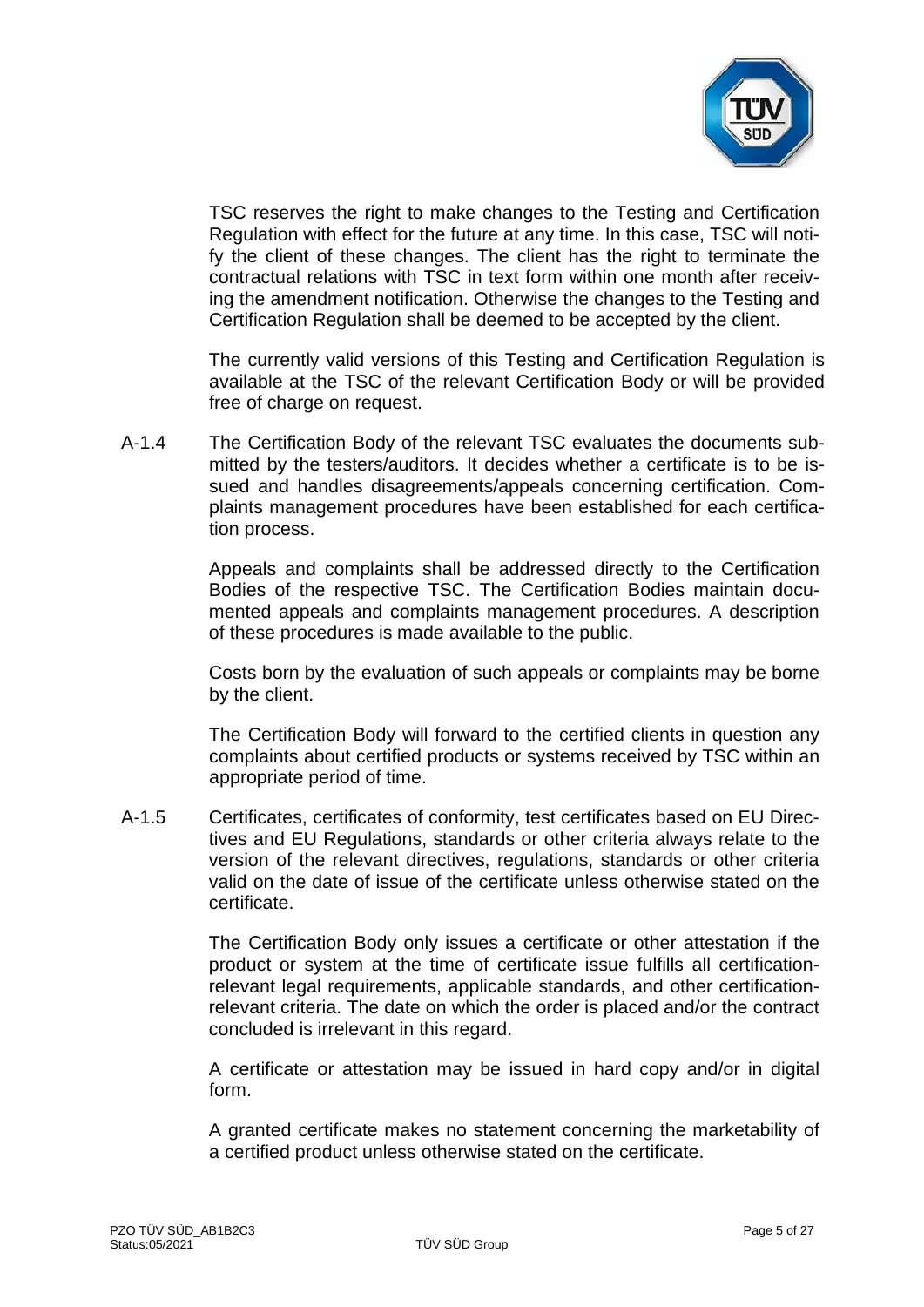TSC reserves the right to make changes to the Testing and Certification Regulation with effect for the future at any time. In this case, TSC will notify the client of these changes. The client has the right to terminate the contractual relations with TSC in text form within one month after receiving the amendment notification. Otherwise the changes to the Testing and Certification Regulation shall be deemed to be accepted by the client.

The currently valid versions of this Testing and Certification Regulation is available at the TSC of the relevant Certification Body or will be provided free of charge on request.

A-1.4 The Certification Body of the relevant TSC evaluates the documents submitted by the testers/auditors. It decides whether a certificate is to be issued and handles disagreements/appeals concerning certification. Complaints management procedures have been established for each certification process.

Appeals and complaints shall be addressed directly to the Certification Bodies of the respective TSC. The Certification Bodies maintain documented appeals and complaints management procedures. A description of these procedures is made available to the public.

Costs born by the evaluation of such appeals or complaints may be borne by the client.

The Certification Body will forward to the certified clients in question any complaints about certified products or systems received by TSC within an appropriate period of time.

A-1.5 Certificates, certificates of conformity, test certificates based on EU Directives and EU Regulations, standards or other criteria always relate to the version of the relevant directives, regulations, standards or other criteria valid on the date of issue of the certificate unless otherwise stated on the certificate.

The Certification Body only issues a certificate or other attestation if the product or system at the time of certificate issue fulfills all certification-relevant legal requirements, applicable standards, and other certification-relevant criteria. The date on which the order is placed and/or the contract concluded is irrelevant in this regard.

A certificate or attestation may be issued in hard copy and/or in digital form.

A granted certificate makes no statement concerning the marketability of a certified product unless otherwise stated on the certificate.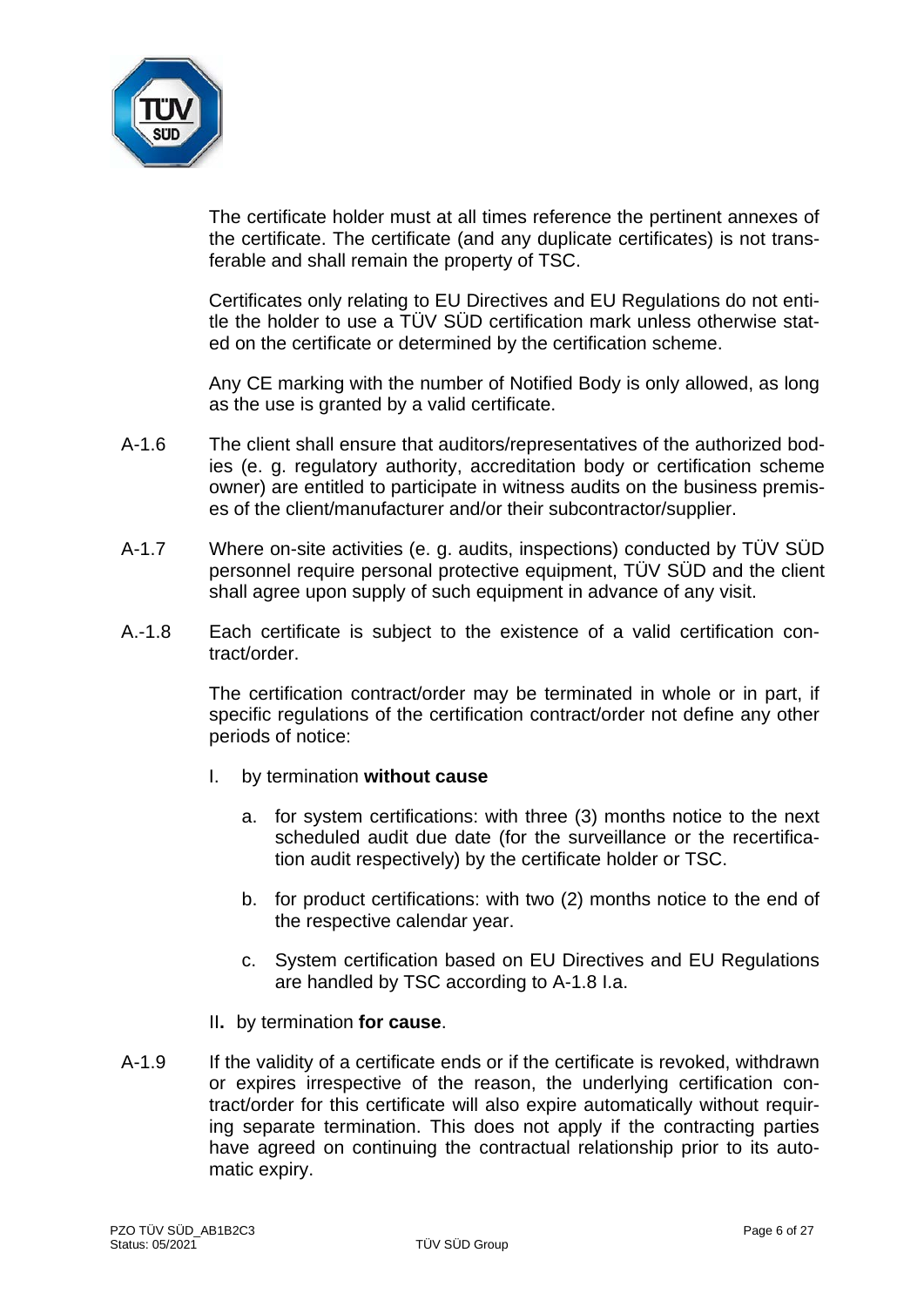The certificate holder must at all times reference the pertinent annexes of the certificate. The certificate (and any duplicate certificates) is not transferable and shall remain the property of TSC.

Certificates only relating to EU Directives and EU Regulations do not entitle the holder to use a TÜV SÜD certification mark unless otherwise stated on the certificate or determined by the certification scheme.

Any CE marking with the number of Notified Body is only allowed, as long as the use is granted by a valid certificate.

A-1.6 The client shall ensure that auditors/representatives of the authorized bodies (e. g. regulatory authority, accreditation body or certification scheme owner) are entitled to participate in witness audits on the business premises of the client/manufacturer and/or their subcontractor/supplier.

A-1.7 Where on-site activities (e. g. audits, inspections) conducted by TÜV SÜD personnel require personal protective equipment, TÜV SÜD and the client shall agree upon supply of such equipment in advance of any visit.

A.-1.8 Each certificate is subject to the existence of a valid certification contract/order.

The certification contract/order may be terminated in whole or in part, if specific regulations of the certification contract/order not define any other periods of notice:

I. by termination **without cause**

a. for system certifications: with three (3) months notice to the next scheduled audit due date (for the surveillance or the recertification audit respectively) by the certificate holder or TSC.

b. for product certifications: with two (2) months notice to the end of the respective calendar year.

c. System certification based on EU Directives and EU Regulations are handled by TSC according to A-1.8 I.a.

II**.** by termination **for cause**.

A-1.9 If the validity of a certificate ends or if the certificate is revoked, withdrawn or expires irrespective of the reason, the underlying certification contract/order for this certificate will also expire automatically without requiring separate termination. This does not apply if the contracting parties have agreed on continuing the contractual relationship prior to its automatic expiry.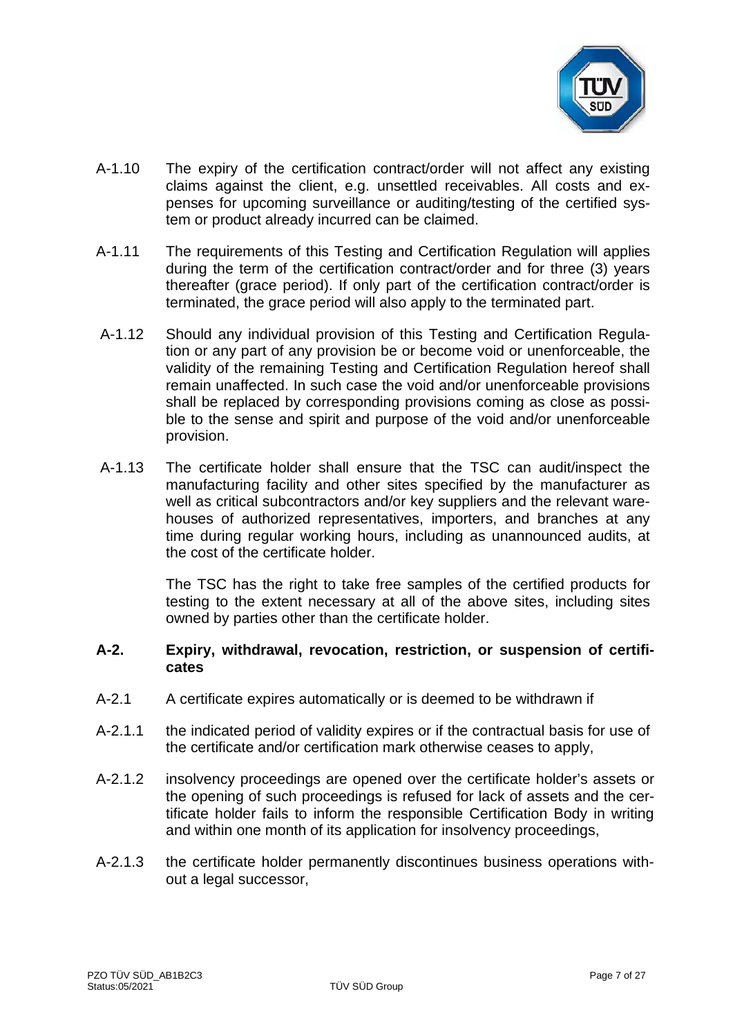A-1.10 The expiry of the certification contract/order will not affect any existing claims against the client, e.g. unsettled receivables. All costs and expenses for upcoming surveillance or auditing/testing of the certified system or product already incurred can be claimed.

A-1.11 The requirements of this Testing and Certification Regulation will applies during the term of the certification contract/order and for three (3) years thereafter (grace period). If only part of the certification contract/order is terminated, the grace period will also apply to the terminated part.

A-1.12 Should any individual provision of this Testing and Certification Regulation or any part of any provision be or become void or unenforceable, the validity of the remaining Testing and Certification Regulation hereof shall remain unaffected. In such case the void and/or unenforceable provisions shall be replaced by corresponding provisions coming as close as possible to the sense and spirit and purpose of the void and/or unenforceable provision.

A-1.13 The certificate holder shall ensure that the TSC can audit/inspect the manufacturing facility and other sites specified by the manufacturer as well as critical subcontractors and/or key suppliers and the relevant warehouses of authorized representatives, importers, and branches at any time during regular working hours, including as unannounced audits, at the cost of the certificate holder.

The TSC has the right to take free samples of the certified products for testing to the extent necessary at all of the above sites, including sites owned by parties other than the certificate holder.

## A-2. Expiry, withdrawal, revocation, restriction, or suspension of certificates

A-2.1 A certificate expires automatically or is deemed to be withdrawn if

A-2.1.1 the indicated period of validity expires or if the contractual basis for use of the certificate and/or certification mark otherwise ceases to apply,

A-2.1.2 insolvency proceedings are opened over the certificate holder's assets or the opening of such proceedings is refused for lack of assets and the certificate holder fails to inform the responsible Certification Body in writing and within one month of its application for insolvency proceedings,

A-2.1.3 the certificate holder permanently discontinues business operations without a legal successor,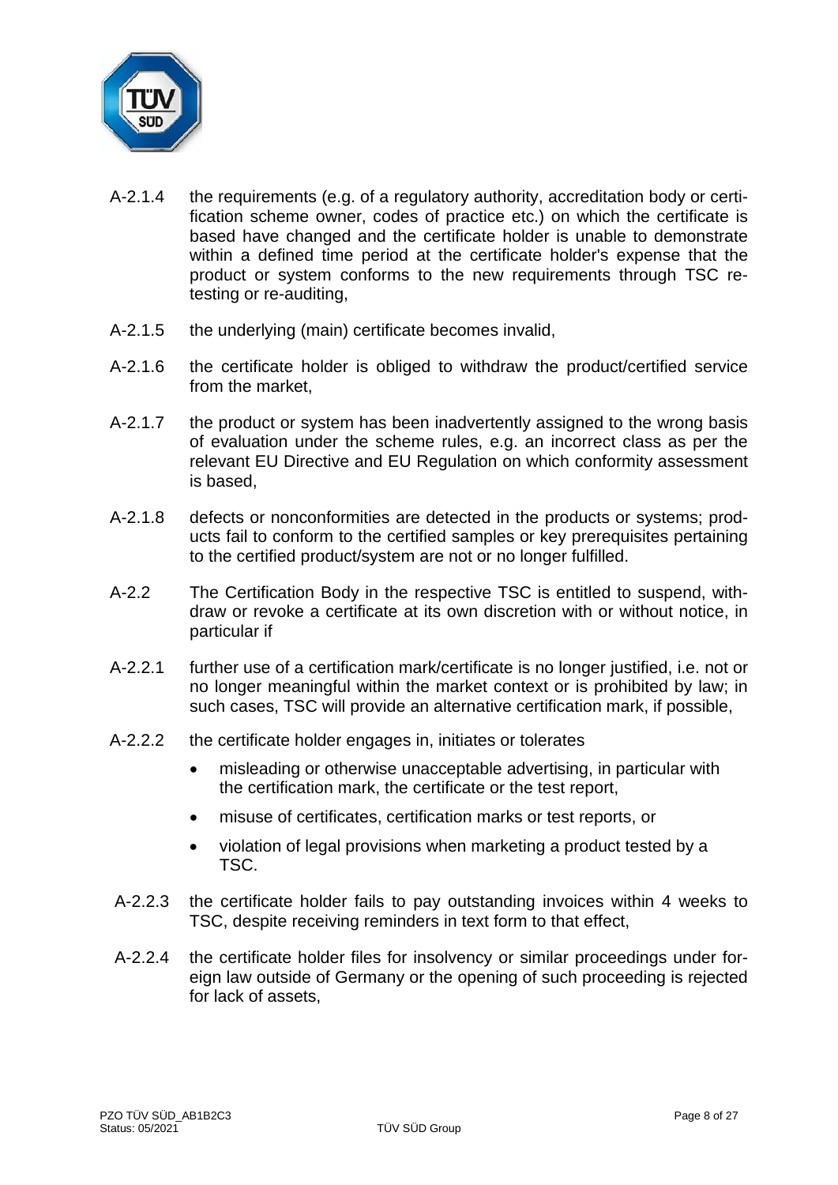A-2.1.4 the requirements (e.g. of a regulatory authority, accreditation body or certification scheme owner, codes of practice etc.) on which the certificate is based have changed and the certificate holder is unable to demonstrate within a defined time period at the certificate holder's expense that the product or system conforms to the new requirements through TSC re-testing or re-auditing,

A-2.1.5 the underlying (main) certificate becomes invalid,

A-2.1.6 the certificate holder is obliged to withdraw the product/certified service from the market,

A-2.1.7 the product or system has been inadvertently assigned to the wrong basis of evaluation under the scheme rules, e.g. an incorrect class as per the relevant EU Directive and EU Regulation on which conformity assessment is based,

A-2.1.8 defects or nonconformities are detected in the products or systems; products fail to conform to the certified samples or key prerequisites pertaining to the certified product/system are not or no longer fulfilled.

A-2.2 The Certification Body in the respective TSC is entitled to suspend, withdraw or revoke a certificate at its own discretion with or without notice, in particular if

A-2.2.1 further use of a certification mark/certificate is no longer justified, i.e. not or no longer meaningful within the market context or is prohibited by law; in such cases, TSC will provide an alternative certification mark, if possible,

A-2.2.2 the certificate holder engages in, initiates or tolerates

- misleading or otherwise unacceptable advertising, in particular with the certification mark, the certificate or the test report,
- misuse of certificates, certification marks or test reports, or
- violation of legal provisions when marketing a product tested by a TSC.

A-2.2.3 the certificate holder fails to pay outstanding invoices within 4 weeks to TSC, despite receiving reminders in text form to that effect,

A-2.2.4 the certificate holder files for insolvency or similar proceedings under foreign law outside of Germany or the opening of such proceeding is rejected for lack of assets,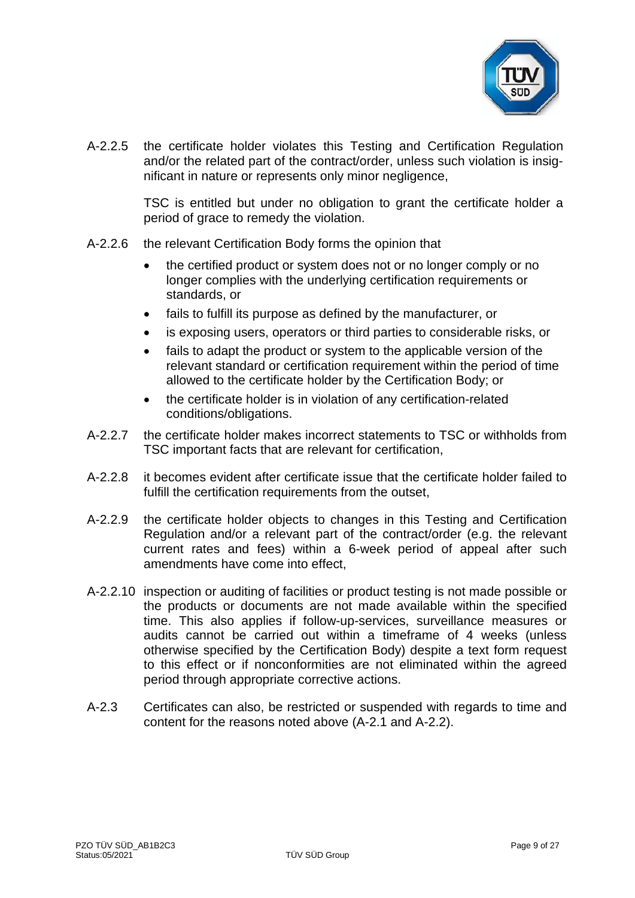A-2.2.5 the certificate holder violates this Testing and Certification Regulation and/or the related part of the contract/order, unless such violation is insignificant in nature or represents only minor negligence,

TSC is entitled but under no obligation to grant the certificate holder a period of grace to remedy the violation.

A-2.2.6 the relevant Certification Body forms the opinion that

- the certified product or system does not or no longer comply or no longer complies with the underlying certification requirements or standards, or
- fails to fulfill its purpose as defined by the manufacturer, or
- is exposing users, operators or third parties to considerable risks, or
- fails to adapt the product or system to the applicable version of the relevant standard or certification requirement within the period of time allowed to the certificate holder by the Certification Body; or
- the certificate holder is in violation of any certification-related conditions/obligations.

A-2.2.7 the certificate holder makes incorrect statements to TSC or withholds from TSC important facts that are relevant for certification,

A-2.2.8 it becomes evident after certificate issue that the certificate holder failed to fulfill the certification requirements from the outset,

A-2.2.9 the certificate holder objects to changes in this Testing and Certification Regulation and/or a relevant part of the contract/order (e.g. the relevant current rates and fees) within a 6-week period of appeal after such amendments have come into effect,

A-2.2.10 inspection or auditing of facilities or product testing is not made possible or the products or documents are not made available within the specified time. This also applies if follow-up-services, surveillance measures or audits cannot be carried out within a timeframe of 4 weeks (unless otherwise specified by the Certification Body) despite a text form request to this effect or if nonconformities are not eliminated within the agreed period through appropriate corrective actions.

A-2.3 Certificates can also, be restricted or suspended with regards to time and content for the reasons noted above (A-2.1 and A-2.2).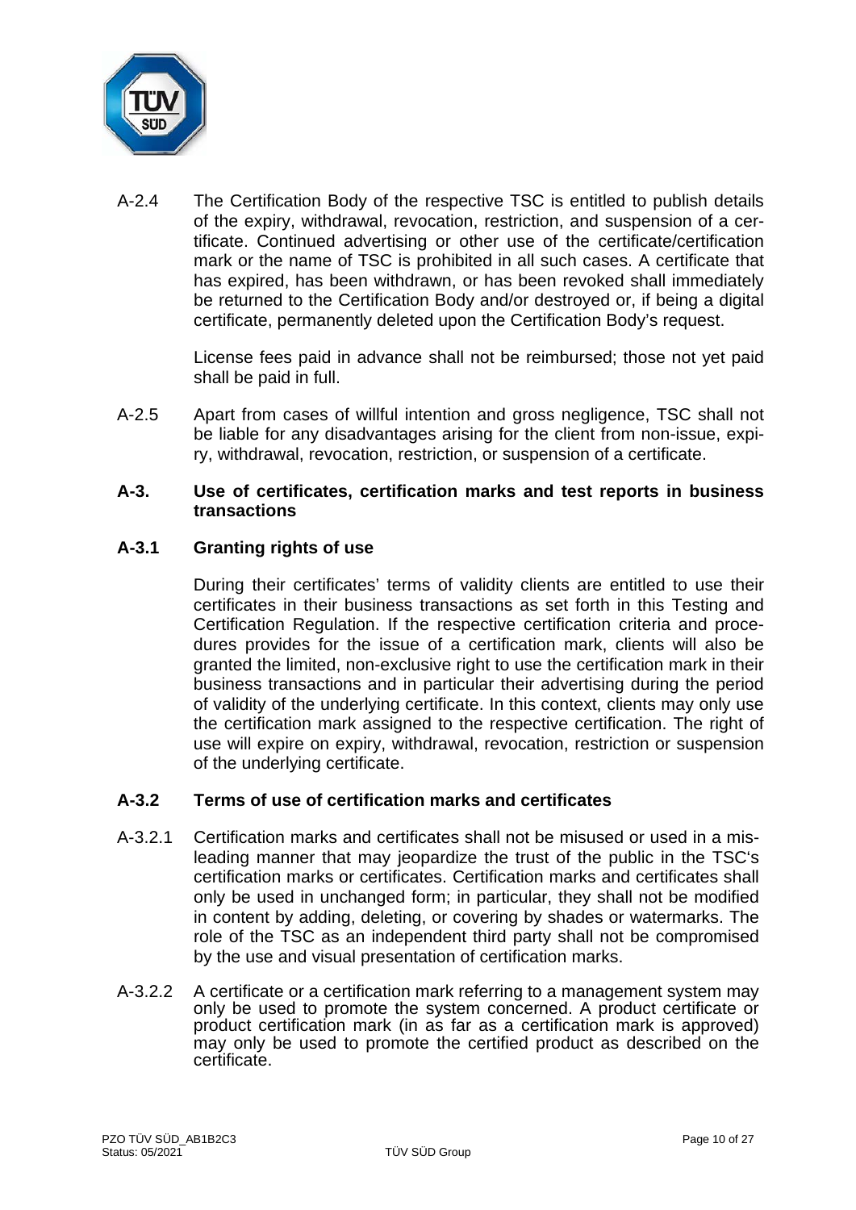A-2.4 The Certification Body of the respective TSC is entitled to publish details of the expiry, withdrawal, revocation, restriction, and suspension of a certificate. Continued advertising or other use of the certificate/certification mark or the name of TSC is prohibited in all such cases. A certificate that has expired, has been withdrawn, or has been revoked shall immediately be returned to the Certification Body and/or destroyed or, if being a digital certificate, permanently deleted upon the Certification Body's request.

License fees paid in advance shall not be reimbursed; those not yet paid shall be paid in full.

A-2.5 Apart from cases of willful intention and gross negligence, TSC shall not be liable for any disadvantages arising for the client from non-issue, expiry, withdrawal, revocation, restriction, or suspension of a certificate.

## A-3. Use of certificates, certification marks and test reports in business transactions

### A-3.1 Granting rights of use

During their certificates' terms of validity clients are entitled to use their certificates in their business transactions as set forth in this Testing and Certification Regulation. If the respective certification criteria and procedures provides for the issue of a certification mark, clients will also be granted the limited, non-exclusive right to use the certification mark in their business transactions and in particular their advertising during the period of validity of the underlying certificate. In this context, clients may only use the certification mark assigned to the respective certification. The right of use will expire on expiry, withdrawal, revocation, restriction or suspension of the underlying certificate.

### A-3.2 Terms of use of certification marks and certificates

A-3.2.1 Certification marks and certificates shall not be misused or used in a misleading manner that may jeopardize the trust of the public in the TSC's certification marks or certificates. Certification marks and certificates shall only be used in unchanged form; in particular, they shall not be modified in content by adding, deleting, or covering by shades or watermarks. The role of the TSC as an independent third party shall not be compromised by the use and visual presentation of certification marks.

A-3.2.2 A certificate or a certification mark referring to a management system may only be used to promote the system concerned. A product certificate or product certification mark (in as far as a certification mark is approved) may only be used to promote the certified product as described on the certificate.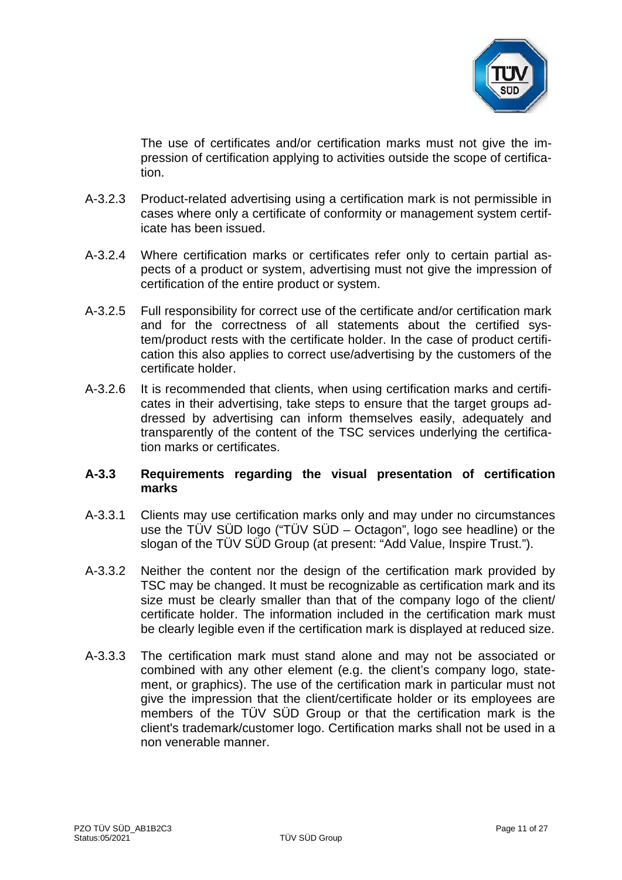The use of certificates and/or certification marks must not give the impression of certification applying to activities outside the scope of certification.

A-3.2.3 Product-related advertising using a certification mark is not permissible in cases where only a certificate of conformity or management system certificate has been issued.

A-3.2.4 Where certification marks or certificates refer only to certain partial aspects of a product or system, advertising must not give the impression of certification of the entire product or system.

A-3.2.5 Full responsibility for correct use of the certificate and/or certification mark and for the correctness of all statements about the certified system/product rests with the certificate holder. In the case of product certification this also applies to correct use/advertising by the customers of the certificate holder.

A-3.2.6 It is recommended that clients, when using certification marks and certificates in their advertising, take steps to ensure that the target groups addressed by advertising can inform themselves easily, adequately and transparently of the content of the TSC services underlying the certification marks or certificates.

### A-3.3 Requirements regarding the visual presentation of certification marks

A-3.3.1 Clients may use certification marks only and may under no circumstances use the TÜV SÜD logo ("TÜV SÜD – Octagon", logo see headline) or the slogan of the TÜV SÜD Group (at present: "Add Value, Inspire Trust.").

A-3.3.2 Neither the content nor the design of the certification mark provided by TSC may be changed. It must be recognizable as certification mark and its size must be clearly smaller than that of the company logo of the client/ certificate holder. The information included in the certification mark must be clearly legible even if the certification mark is displayed at reduced size.

A-3.3.3 The certification mark must stand alone and may not be associated or combined with any other element (e.g. the client's company logo, statement, or graphics). The use of the certification mark in particular must not give the impression that the client/certificate holder or its employees are members of the TÜV SÜD Group or that the certification mark is the client's trademark/customer logo. Certification marks shall not be used in a non venerable manner.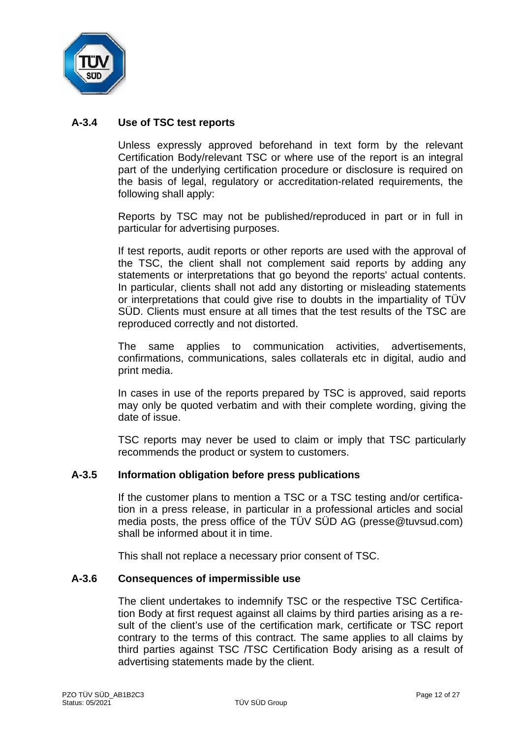### A-3.4 Use of TSC test reports

Unless expressly approved beforehand in text form by the relevant Certification Body/relevant TSC or where use of the report is an integral part of the underlying certification procedure or disclosure is required on the basis of legal, regulatory or accreditation-related requirements, the following shall apply:

Reports by TSC may not be published/reproduced in part or in full in particular for advertising purposes.

If test reports, audit reports or other reports are used with the approval of the TSC, the client shall not complement said reports by adding any statements or interpretations that go beyond the reports' actual contents. In particular, clients shall not add any distorting or misleading statements or interpretations that could give rise to doubts in the impartiality of TÜV SÜD. Clients must ensure at all times that the test results of the TSC are reproduced correctly and not distorted.

The same applies to communication activities, advertisements, confirmations, communications, sales collaterals etc in digital, audio and print media.

In cases in use of the reports prepared by TSC is approved, said reports may only be quoted verbatim and with their complete wording, giving the date of issue.

TSC reports may never be used to claim or imply that TSC particularly recommends the product or system to customers.

### A-3.5 Information obligation before press publications

If the customer plans to mention a TSC or a TSC testing and/or certification in a press release, in particular in a professional articles and social media posts, the press office of the TÜV SÜD AG (presse@tuvsud.com) shall be informed about it in time.

This shall not replace a necessary prior consent of TSC.

### A-3.6 Consequences of impermissible use

The client undertakes to indemnify TSC or the respective TSC Certification Body at first request against all claims by third parties arising as a result of the client's use of the certification mark, certificate or TSC report contrary to the terms of this contract. The same applies to all claims by third parties against TSC /TSC Certification Body arising as a result of advertising statements made by the client.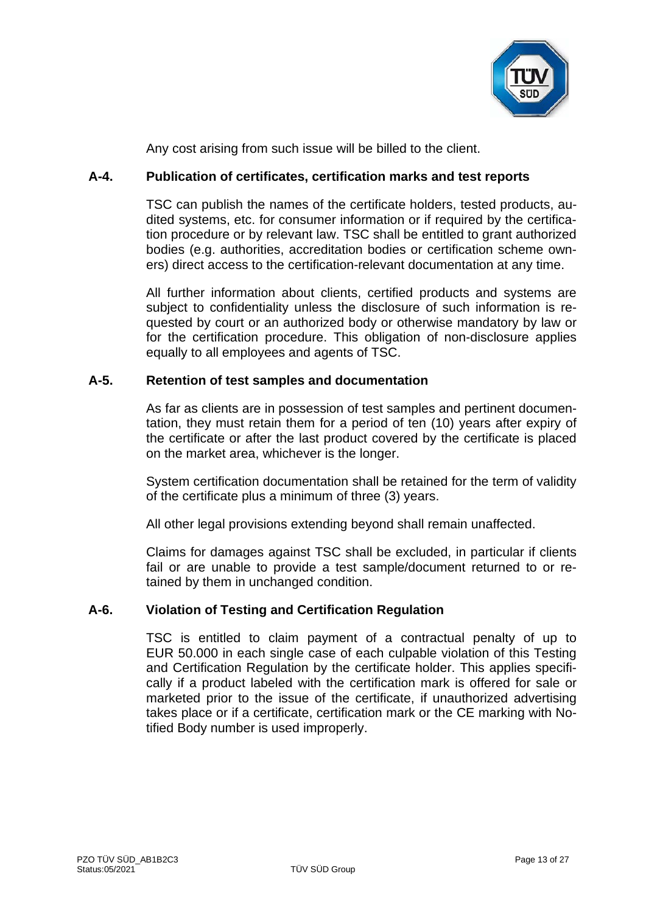Any cost arising from such issue will be billed to the client.

## A-4. Publication of certificates, certification marks and test reports

TSC can publish the names of the certificate holders, tested products, audited systems, etc. for consumer information or if required by the certification procedure or by relevant law. TSC shall be entitled to grant authorized bodies (e.g. authorities, accreditation bodies or certification scheme owners) direct access to the certification-relevant documentation at any time.

All further information about clients, certified products and systems are subject to confidentiality unless the disclosure of such information is requested by court or an authorized body or otherwise mandatory by law or for the certification procedure. This obligation of non-disclosure applies equally to all employees and agents of TSC.

## A-5. Retention of test samples and documentation

As far as clients are in possession of test samples and pertinent documentation, they must retain them for a period of ten (10) years after expiry of the certificate or after the last product covered by the certificate is placed on the market area, whichever is the longer.

System certification documentation shall be retained for the term of validity of the certificate plus a minimum of three (3) years.

All other legal provisions extending beyond shall remain unaffected.

Claims for damages against TSC shall be excluded, in particular if clients fail or are unable to provide a test sample/document returned to or retained by them in unchanged condition.

## A-6. Violation of Testing and Certification Regulation

TSC is entitled to claim payment of a contractual penalty of up to EUR 50.000 in each single case of each culpable violation of this Testing and Certification Regulation by the certificate holder. This applies specifically if a product labeled with the certification mark is offered for sale or marketed prior to the issue of the certificate, if unauthorized advertising takes place or if a certificate, certification mark or the CE marking with Notified Body number is used improperly.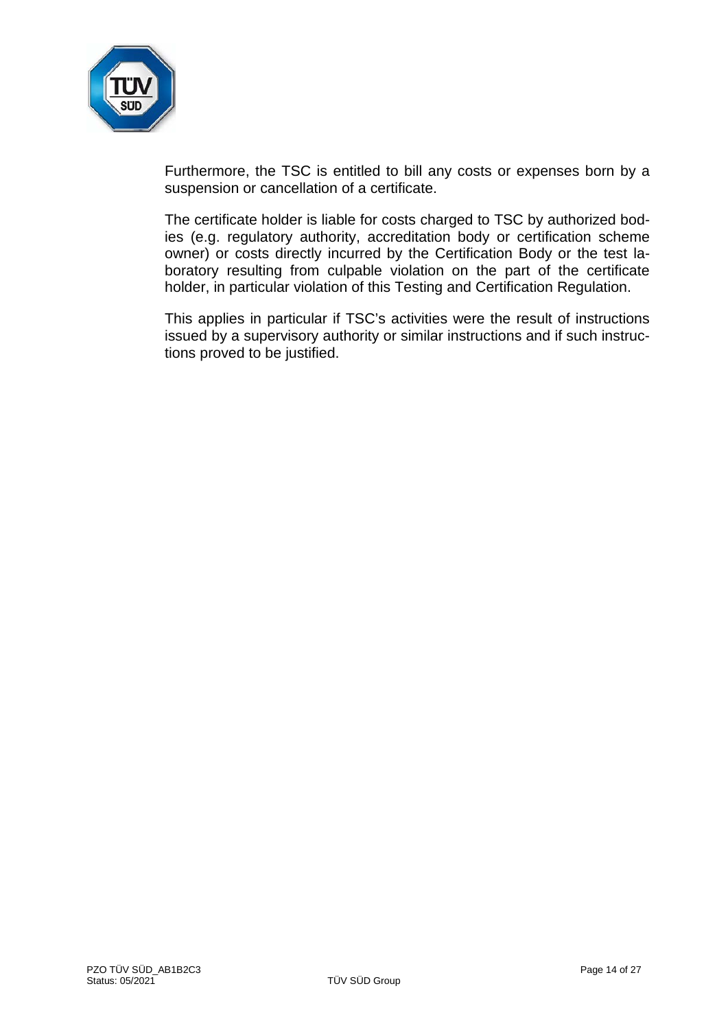Furthermore, the TSC is entitled to bill any costs or expenses born by a suspension or cancellation of a certificate.

The certificate holder is liable for costs charged to TSC by authorized bodies (e.g. regulatory authority, accreditation body or certification scheme owner) or costs directly incurred by the Certification Body or the test laboratory resulting from culpable violation on the part of the certificate holder, in particular violation of this Testing and Certification Regulation.

This applies in particular if TSC's activities were the result of instructions issued by a supervisory authority or similar instructions and if such instructions proved to be justified.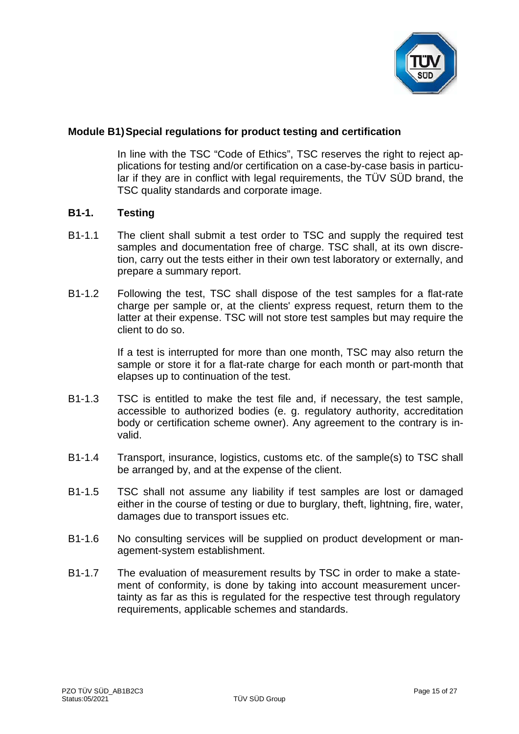## Module B1) Special regulations for product testing and certification

In line with the TSC "Code of Ethics", TSC reserves the right to reject applications for testing and/or certification on a case-by-case basis in particular if they are in conflict with legal requirements, the TÜV SÜD brand, the TSC quality standards and corporate image.

### B1-1. Testing

B1-1.1 The client shall submit a test order to TSC and supply the required test samples and documentation free of charge. TSC shall, at its own discretion, carry out the tests either in their own test laboratory or externally, and prepare a summary report.

B1-1.2 Following the test, TSC shall dispose of the test samples for a flat-rate charge per sample or, at the clients' express request, return them to the latter at their expense. TSC will not store test samples but may require the client to do so.

If a test is interrupted for more than one month, TSC may also return the sample or store it for a flat-rate charge for each month or part-month that elapses up to continuation of the test.

B1-1.3 TSC is entitled to make the test file and, if necessary, the test sample, accessible to authorized bodies (e. g. regulatory authority, accreditation body or certification scheme owner). Any agreement to the contrary is invalid.

B1-1.4 Transport, insurance, logistics, customs etc. of the sample(s) to TSC shall be arranged by, and at the expense of the client.

B1-1.5 TSC shall not assume any liability if test samples are lost or damaged either in the course of testing or due to burglary, theft, lightning, fire, water, damages due to transport issues etc.

B1-1.6 No consulting services will be supplied on product development or management-system establishment.

B1-1.7 The evaluation of measurement results by TSC in order to make a statement of conformity, is done by taking into account measurement uncertainty as far as this is regulated for the respective test through regulatory requirements, applicable schemes and standards.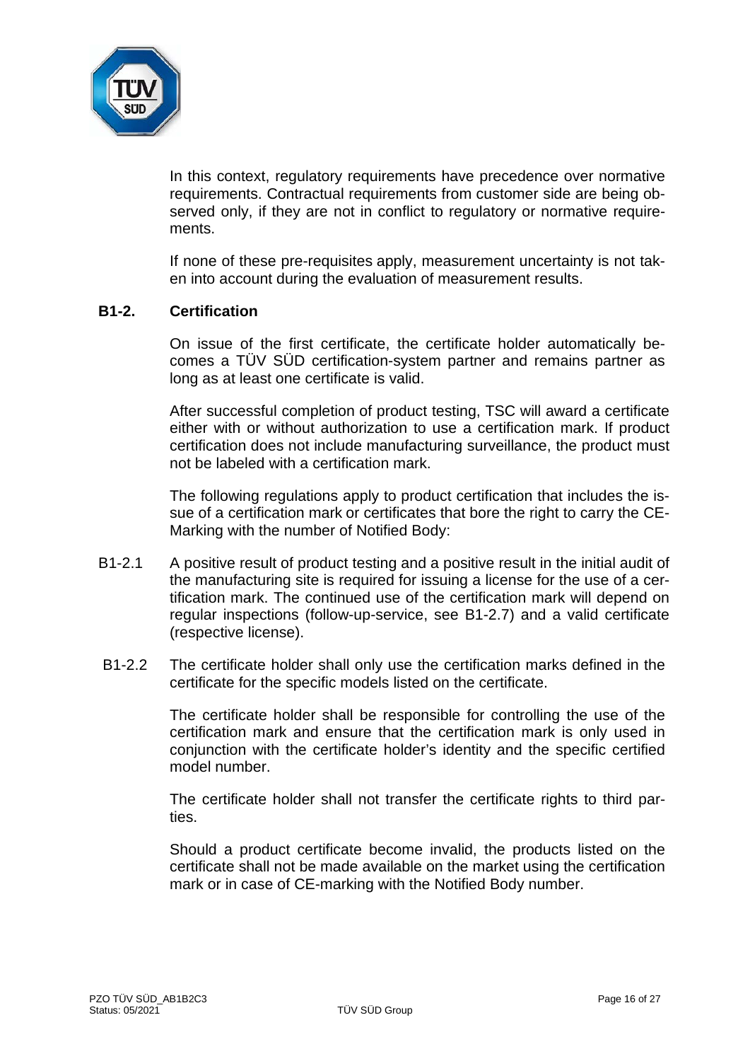In this context, regulatory requirements have precedence over normative requirements. Contractual requirements from customer side are being observed only, if they are not in conflict to regulatory or normative requirements.

If none of these pre-requisites apply, measurement uncertainty is not taken into account during the evaluation of measurement results.

## B1-2. Certification

On issue of the first certificate, the certificate holder automatically becomes a TÜV SÜD certification-system partner and remains partner as long as at least one certificate is valid.

After successful completion of product testing, TSC will award a certificate either with or without authorization to use a certification mark. If product certification does not include manufacturing surveillance, the product must not be labeled with a certification mark.

The following regulations apply to product certification that includes the issue of a certification mark or certificates that bore the right to carry the CE-Marking with the number of Notified Body:

B1-2.1 A positive result of product testing and a positive result in the initial audit of the manufacturing site is required for issuing a license for the use of a certification mark. The continued use of the certification mark will depend on regular inspections (follow-up-service, see B1-2.7) and a valid certificate (respective license).

B1-2.2 The certificate holder shall only use the certification marks defined in the certificate for the specific models listed on the certificate.

The certificate holder shall be responsible for controlling the use of the certification mark and ensure that the certification mark is only used in conjunction with the certificate holder's identity and the specific certified model number.

The certificate holder shall not transfer the certificate rights to third parties.

Should a product certificate become invalid, the products listed on the certificate shall not be made available on the market using the certification mark or in case of CE-marking with the Notified Body number.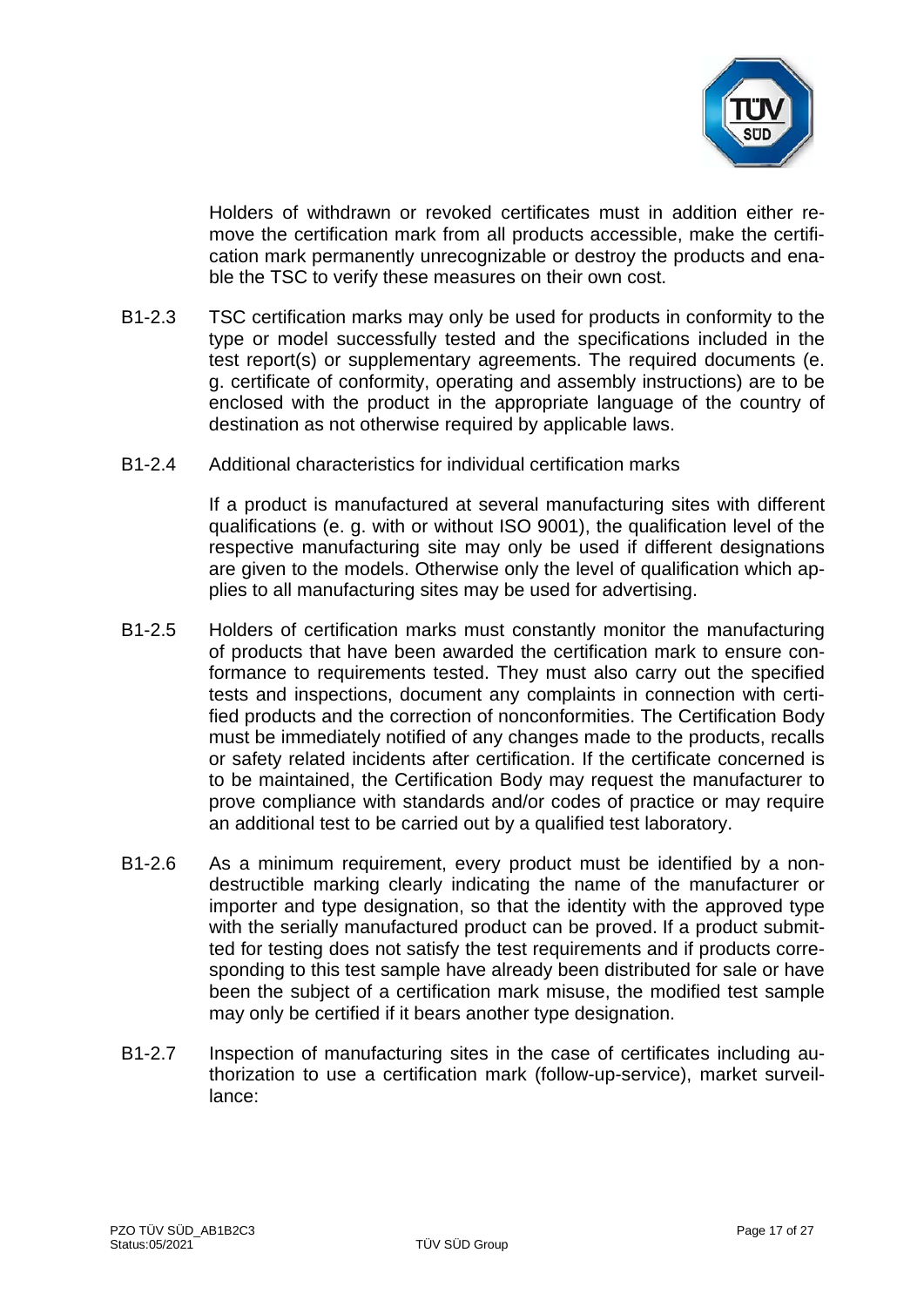Holders of withdrawn or revoked certificates must in addition either remove the certification mark from all products accessible, make the certification mark permanently unrecognizable or destroy the products and enable the TSC to verify these measures on their own cost.

B1-2.3 TSC certification marks may only be used for products in conformity to the type or model successfully tested and the specifications included in the test report(s) or supplementary agreements. The required documents (e. g. certificate of conformity, operating and assembly instructions) are to be enclosed with the product in the appropriate language of the country of destination as not otherwise required by applicable laws.

B1-2.4 Additional characteristics for individual certification marks

If a product is manufactured at several manufacturing sites with different qualifications (e. g. with or without ISO 9001), the qualification level of the respective manufacturing site may only be used if different designations are given to the models. Otherwise only the level of qualification which applies to all manufacturing sites may be used for advertising.

B1-2.5 Holders of certification marks must constantly monitor the manufacturing of products that have been awarded the certification mark to ensure conformance to requirements tested. They must also carry out the specified tests and inspections, document any complaints in connection with certified products and the correction of nonconformities. The Certification Body must be immediately notified of any changes made to the products, recalls or safety related incidents after certification. If the certificate concerned is to be maintained, the Certification Body may request the manufacturer to prove compliance with standards and/or codes of practice or may require an additional test to be carried out by a qualified test laboratory.

B1-2.6 As a minimum requirement, every product must be identified by a non-destructible marking clearly indicating the name of the manufacturer or importer and type designation, so that the identity with the approved type with the serially manufactured product can be proved. If a product submitted for testing does not satisfy the test requirements and if products corresponding to this test sample have already been distributed for sale or have been the subject of a certification mark misuse, the modified test sample may only be certified if it bears another type designation.

B1-2.7 Inspection of manufacturing sites in the case of certificates including authorization to use a certification mark (follow-up-service), market surveillance: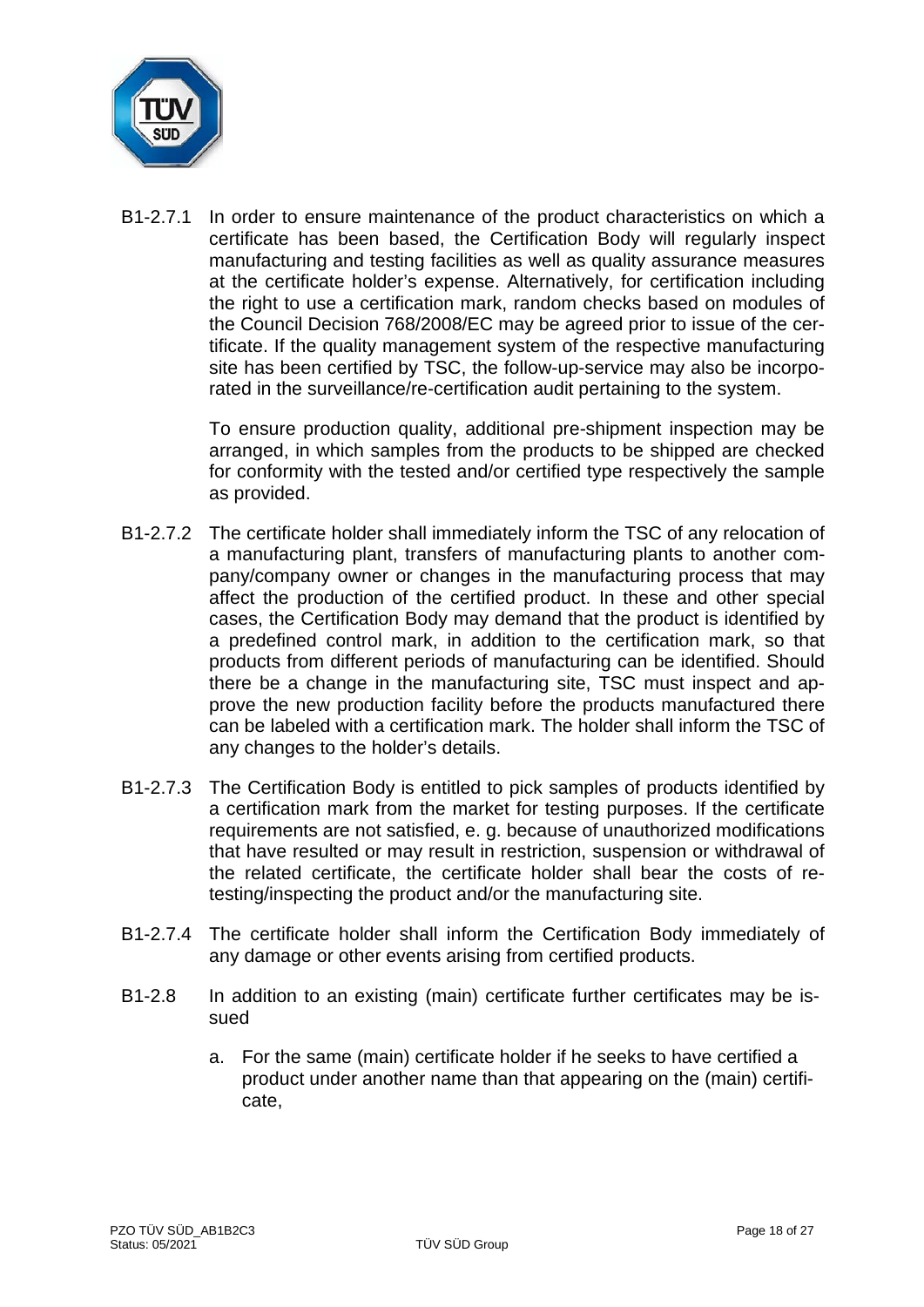B1-2.7.1 In order to ensure maintenance of the product characteristics on which a certificate has been based, the Certification Body will regularly inspect manufacturing and testing facilities as well as quality assurance measures at the certificate holder's expense. Alternatively, for certification including the right to use a certification mark, random checks based on modules of the Council Decision 768/2008/EC may be agreed prior to issue of the certificate. If the quality management system of the respective manufacturing site has been certified by TSC, the follow-up-service may also be incorporated in the surveillance/re-certification audit pertaining to the system.

To ensure production quality, additional pre-shipment inspection may be arranged, in which samples from the products to be shipped are checked for conformity with the tested and/or certified type respectively the sample as provided.

B1-2.7.2 The certificate holder shall immediately inform the TSC of any relocation of a manufacturing plant, transfers of manufacturing plants to another company/company owner or changes in the manufacturing process that may affect the production of the certified product. In these and other special cases, the Certification Body may demand that the product is identified by a predefined control mark, in addition to the certification mark, so that products from different periods of manufacturing can be identified. Should there be a change in the manufacturing site, TSC must inspect and approve the new production facility before the products manufactured there can be labeled with a certification mark. The holder shall inform the TSC of any changes to the holder's details.

B1-2.7.3 The Certification Body is entitled to pick samples of products identified by a certification mark from the market for testing purposes. If the certificate requirements are not satisfied, e. g. because of unauthorized modifications that have resulted or may result in restriction, suspension or withdrawal of the related certificate, the certificate holder shall bear the costs of retesting/inspecting the product and/or the manufacturing site.

B1-2.7.4 The certificate holder shall inform the Certification Body immediately of any damage or other events arising from certified products.

B1-2.8 In addition to an existing (main) certificate further certificates may be issued

a. For the same (main) certificate holder if he seeks to have certified a product under another name than that appearing on the (main) certificate,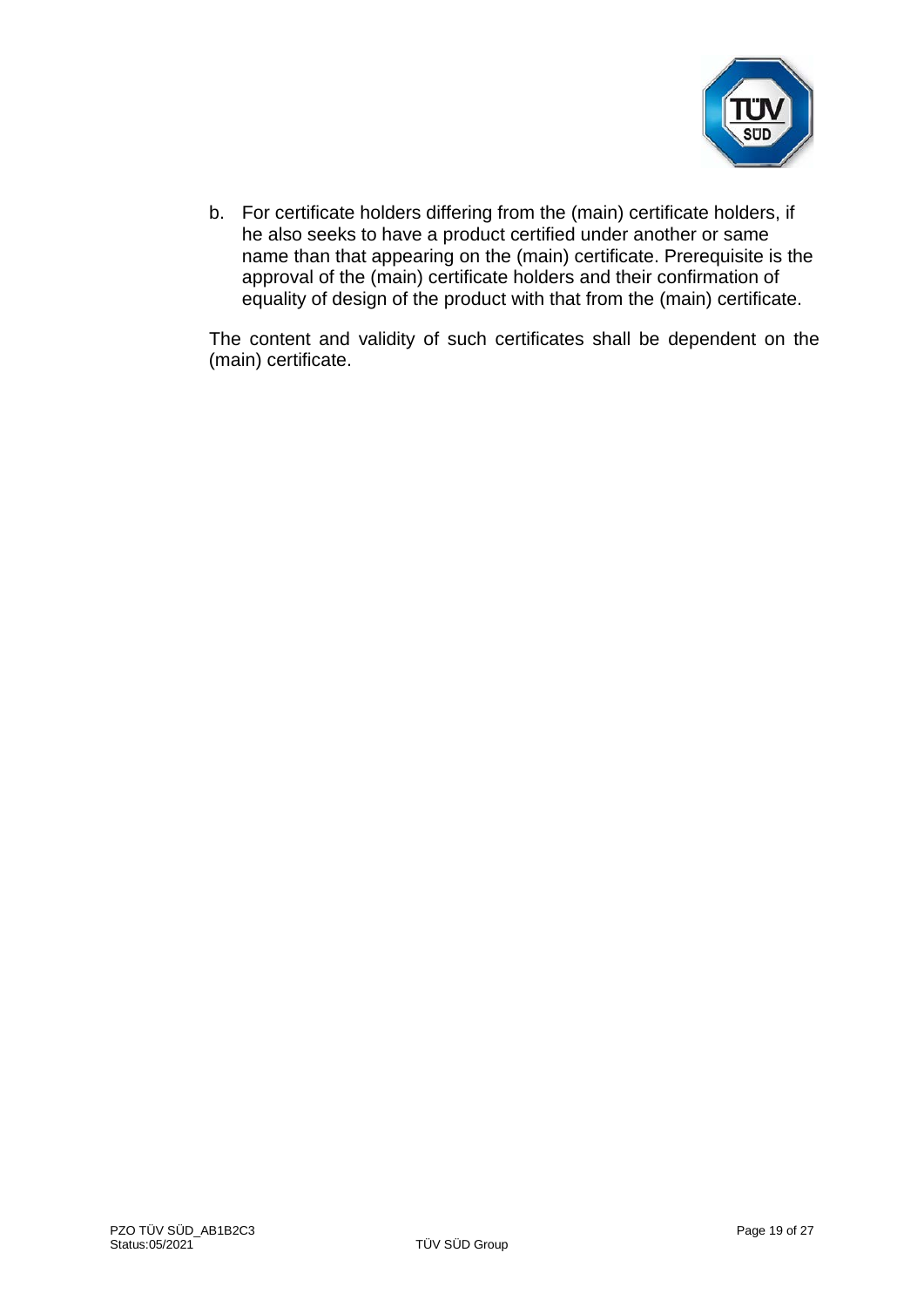b. For certificate holders differing from the (main) certificate holders, if he also seeks to have a product certified under another or same name than that appearing on the (main) certificate. Prerequisite is the approval of the (main) certificate holders and their confirmation of equality of design of the product with that from the (main) certificate.

The content and validity of such certificates shall be dependent on the (main) certificate.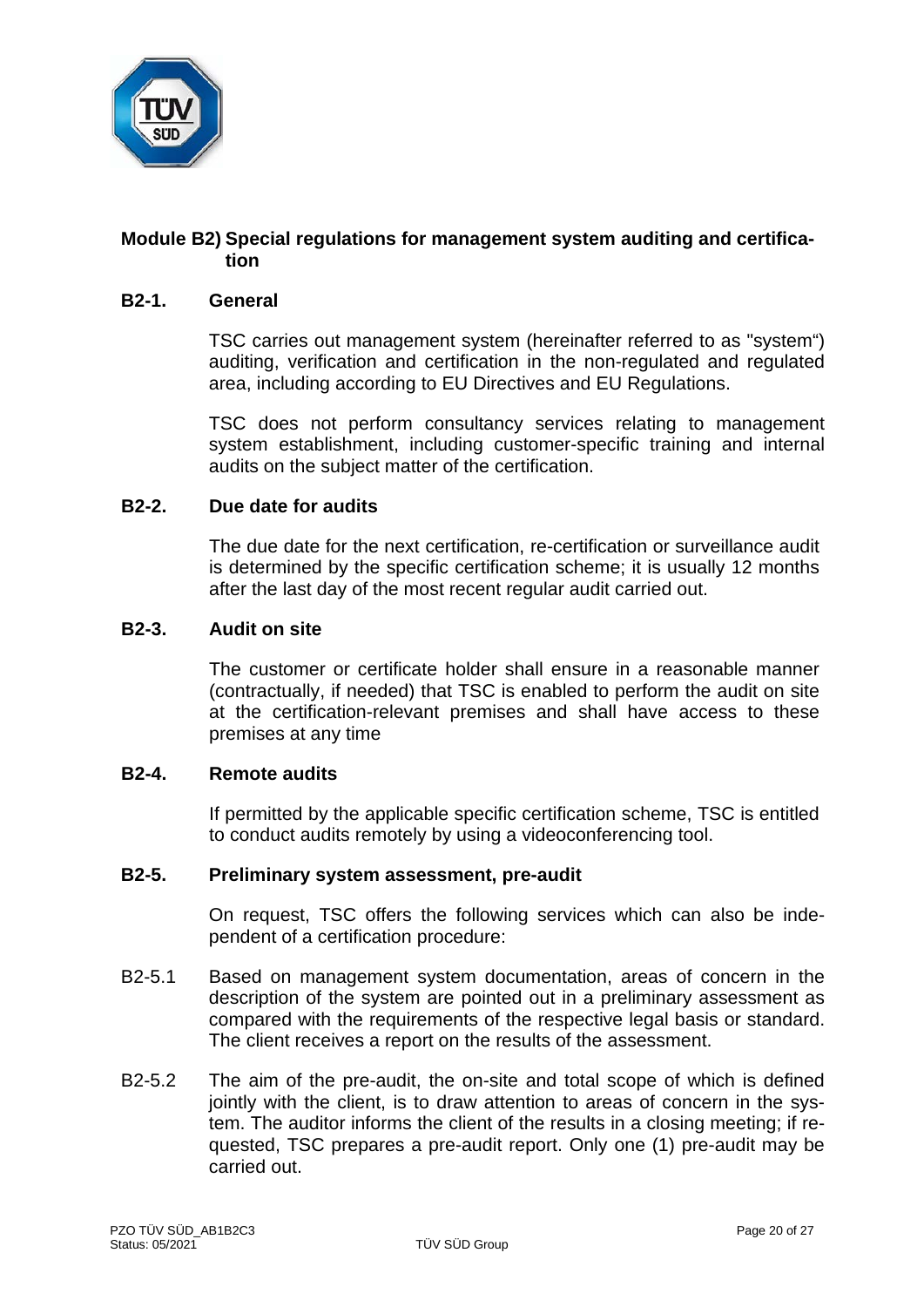## Module B2) Special regulations for management system auditing and certification

### B2-1. General

TSC carries out management system (hereinafter referred to as "system“) auditing, verification and certification in the non-regulated and regulated area, including according to EU Directives and EU Regulations.

TSC does not perform consultancy services relating to management system establishment, including customer-specific training and internal audits on the subject matter of the certification.

### B2-2. Due date for audits

The due date for the next certification, re-certification or surveillance audit is determined by the specific certification scheme; it is usually 12 months after the last day of the most recent regular audit carried out.

### B2-3. Audit on site

The customer or certificate holder shall ensure in a reasonable manner (contractually, if needed) that TSC is enabled to perform the audit on site at the certification-relevant premises and shall have access to these premises at any time

### B2-4. Remote audits

If permitted by the applicable specific certification scheme, TSC is entitled to conduct audits remotely by using a videoconferencing tool.

### B2-5. Preliminary system assessment, pre-audit

On request, TSC offers the following services which can also be independent of a certification procedure:

B2-5.1 Based on management system documentation, areas of concern in the description of the system are pointed out in a preliminary assessment as compared with the requirements of the respective legal basis or standard. The client receives a report on the results of the assessment.

B2-5.2 The aim of the pre-audit, the on-site and total scope of which is defined jointly with the client, is to draw attention to areas of concern in the system. The auditor informs the client of the results in a closing meeting; if requested, TSC prepares a pre-audit report. Only one (1) pre-audit may be carried out.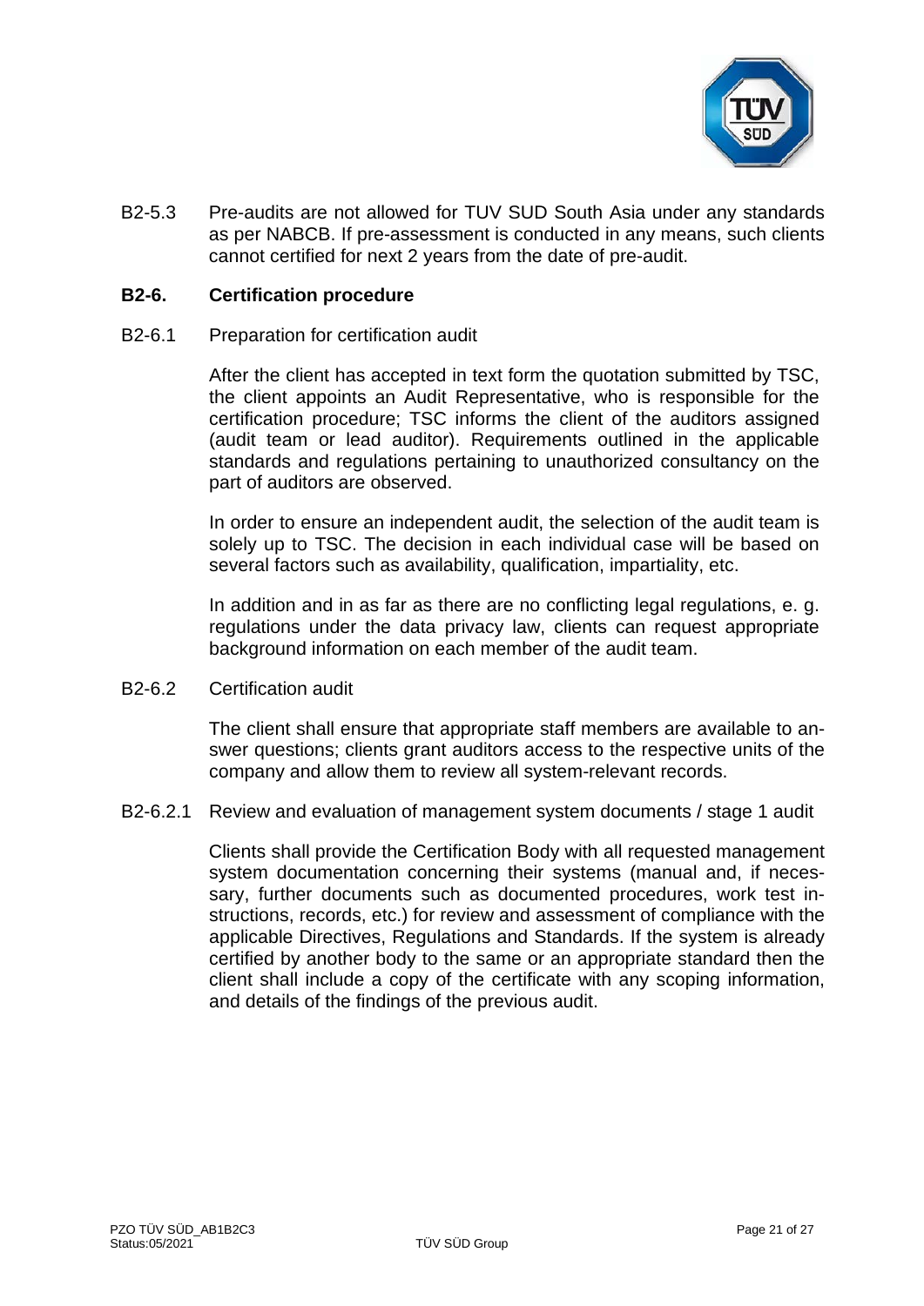B2-5.3 Pre-audits are not allowed for TUV SUD South Asia under any standards as per NABCB. If pre-assessment is conducted in any means, such clients cannot certified for next 2 years from the date of pre-audit.

## B2-6. Certification procedure

B2-6.1 Preparation for certification audit

After the client has accepted in text form the quotation submitted by TSC, the client appoints an Audit Representative, who is responsible for the certification procedure; TSC informs the client of the auditors assigned (audit team or lead auditor). Requirements outlined in the applicable standards and regulations pertaining to unauthorized consultancy on the part of auditors are observed.

In order to ensure an independent audit, the selection of the audit team is solely up to TSC. The decision in each individual case will be based on several factors such as availability, qualification, impartiality, etc.

In addition and in as far as there are no conflicting legal regulations, e. g. regulations under the data privacy law, clients can request appropriate background information on each member of the audit team.

B2-6.2 Certification audit

The client shall ensure that appropriate staff members are available to answer questions; clients grant auditors access to the respective units of the company and allow them to review all system-relevant records.

B2-6.2.1 Review and evaluation of management system documents / stage 1 audit

Clients shall provide the Certification Body with all requested management system documentation concerning their systems (manual and, if necessary, further documents such as documented procedures, work test instructions, records, etc.) for review and assessment of compliance with the applicable Directives, Regulations and Standards. If the system is already certified by another body to the same or an appropriate standard then the client shall include a copy of the certificate with any scoping information, and details of the findings of the previous audit.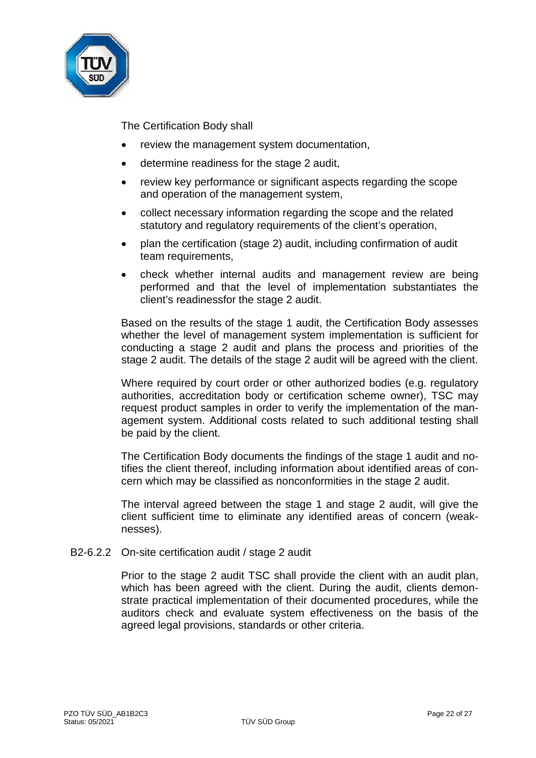The Certification Body shall

- review the management system documentation,
- determine readiness for the stage 2 audit,
- review key performance or significant aspects regarding the scope and operation of the management system,
- collect necessary information regarding the scope and the related statutory and regulatory requirements of the client's operation,
- plan the certification (stage 2) audit, including confirmation of audit team requirements,
- check whether internal audits and management review are being performed and that the level of implementation substantiates the client's readinessfor the stage 2 audit.

Based on the results of the stage 1 audit, the Certification Body assesses whether the level of management system implementation is sufficient for conducting a stage 2 audit and plans the process and priorities of the stage 2 audit. The details of the stage 2 audit will be agreed with the client.

Where required by court order or other authorized bodies (e.g. regulatory authorities, accreditation body or certification scheme owner), TSC may request product samples in order to verify the implementation of the management system. Additional costs related to such additional testing shall be paid by the client.

The Certification Body documents the findings of the stage 1 audit and notifies the client thereof, including information about identified areas of concern which may be classified as nonconformities in the stage 2 audit.

The interval agreed between the stage 1 and stage 2 audit, will give the client sufficient time to eliminate any identified areas of concern (weaknesses).

B2-6.2.2 On-site certification audit / stage 2 audit

Prior to the stage 2 audit TSC shall provide the client with an audit plan, which has been agreed with the client. During the audit, clients demonstrate practical implementation of their documented procedures, while the auditors check and evaluate system effectiveness on the basis of the agreed legal provisions, standards or other criteria.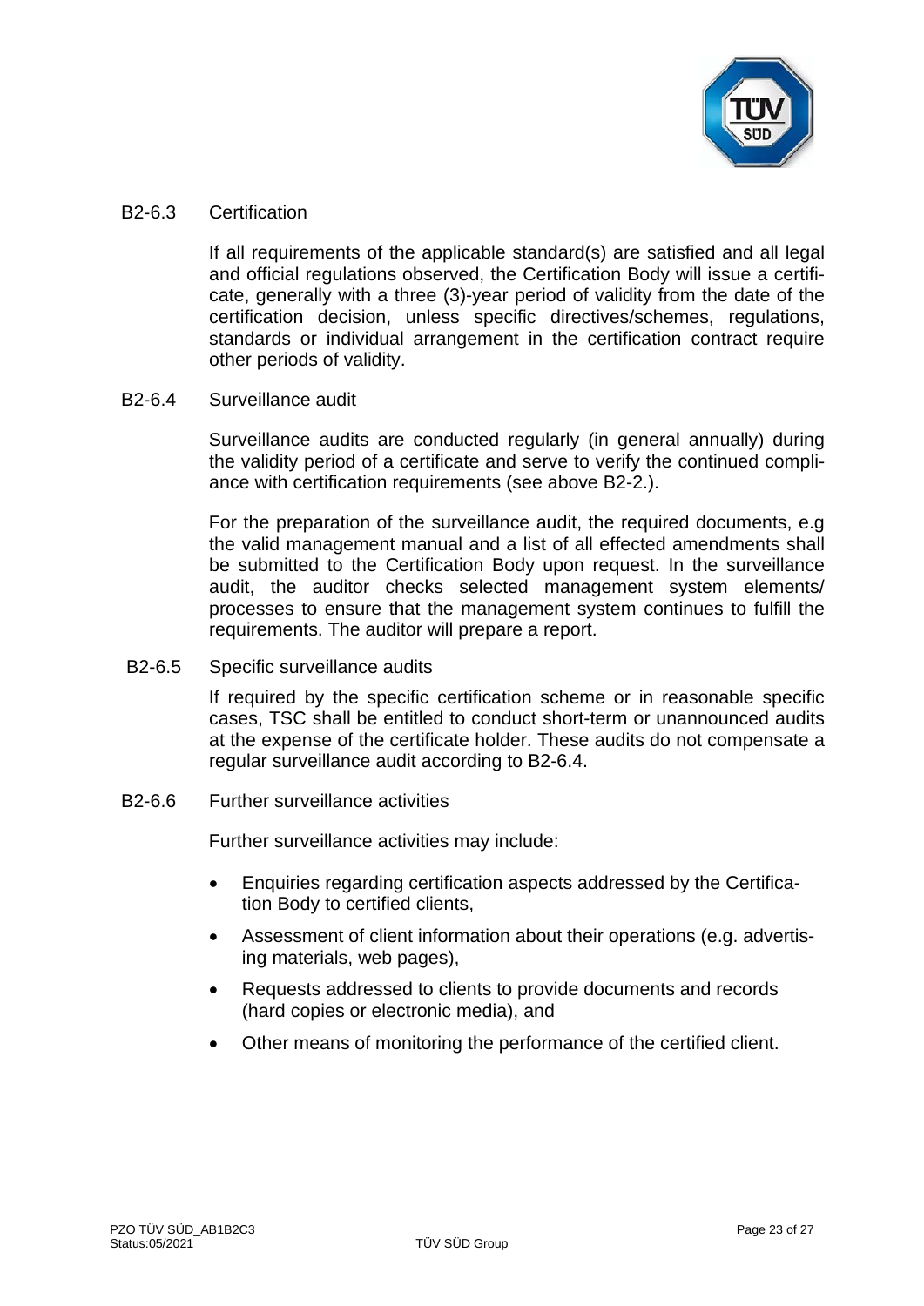### B2-6.3 Certification

If all requirements of the applicable standard(s) are satisfied and all legal and official regulations observed, the Certification Body will issue a certificate, generally with a three (3)-year period of validity from the date of the certification decision, unless specific directives/schemes, regulations, standards or individual arrangement in the certification contract require other periods of validity.

### B2-6.4 Surveillance audit

Surveillance audits are conducted regularly (in general annually) during the validity period of a certificate and serve to verify the continued compliance with certification requirements (see above B2-2.).

For the preparation of the surveillance audit, the required documents, e.g the valid management manual and a list of all effected amendments shall be submitted to the Certification Body upon request. In the surveillance audit, the auditor checks selected management system elements/ processes to ensure that the management system continues to fulfill the requirements. The auditor will prepare a report.

### B2-6.5 Specific surveillance audits

If required by the specific certification scheme or in reasonable specific cases, TSC shall be entitled to conduct short-term or unannounced audits at the expense of the certificate holder. These audits do not compensate a regular surveillance audit according to B2-6.4.

### B2-6.6 Further surveillance activities

Further surveillance activities may include:

- Enquiries regarding certification aspects addressed by the Certification Body to certified clients,
- Assessment of client information about their operations (e.g. advertising materials, web pages),
- Requests addressed to clients to provide documents and records (hard copies or electronic media), and
- Other means of monitoring the performance of the certified client.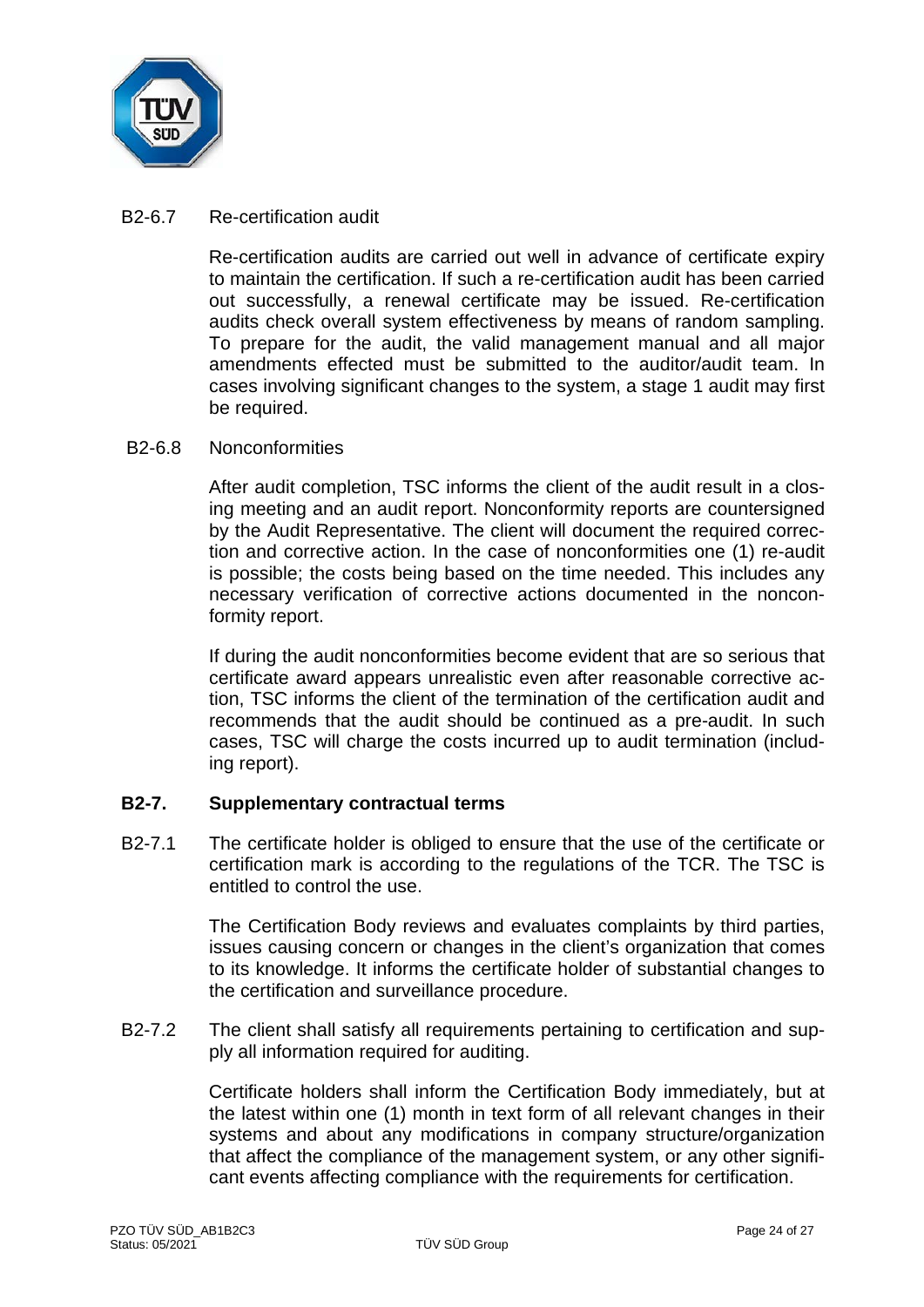B2-6.7 Re-certification audit

Re-certification audits are carried out well in advance of certificate expiry to maintain the certification. If such a re-certification audit has been carried out successfully, a renewal certificate may be issued. Re-certification audits check overall system effectiveness by means of random sampling. To prepare for the audit, the valid management manual and all major amendments effected must be submitted to the auditor/audit team. In cases involving significant changes to the system, a stage 1 audit may first be required.

B2-6.8 Nonconformities

After audit completion, TSC informs the client of the audit result in a closing meeting and an audit report. Nonconformity reports are countersigned by the Audit Representative. The client will document the required correction and corrective action. In the case of nonconformities one (1) re-audit is possible; the costs being based on the time needed. This includes any necessary verification of corrective actions documented in the nonconformity report.

If during the audit nonconformities become evident that are so serious that certificate award appears unrealistic even after reasonable corrective action, TSC informs the client of the termination of the certification audit and recommends that the audit should be continued as a pre-audit. In such cases, TSC will charge the costs incurred up to audit termination (including report).

## B2-7. Supplementary contractual terms

B2-7.1 The certificate holder is obliged to ensure that the use of the certificate or certification mark is according to the regulations of the TCR. The TSC is entitled to control the use.

The Certification Body reviews and evaluates complaints by third parties, issues causing concern or changes in the client's organization that comes to its knowledge. It informs the certificate holder of substantial changes to the certification and surveillance procedure.

B2-7.2 The client shall satisfy all requirements pertaining to certification and supply all information required for auditing.

Certificate holders shall inform the Certification Body immediately, but at the latest within one (1) month in text form of all relevant changes in their systems and about any modifications in company structure/organization that affect the compliance of the management system, or any other significant events affecting compliance with the requirements for certification.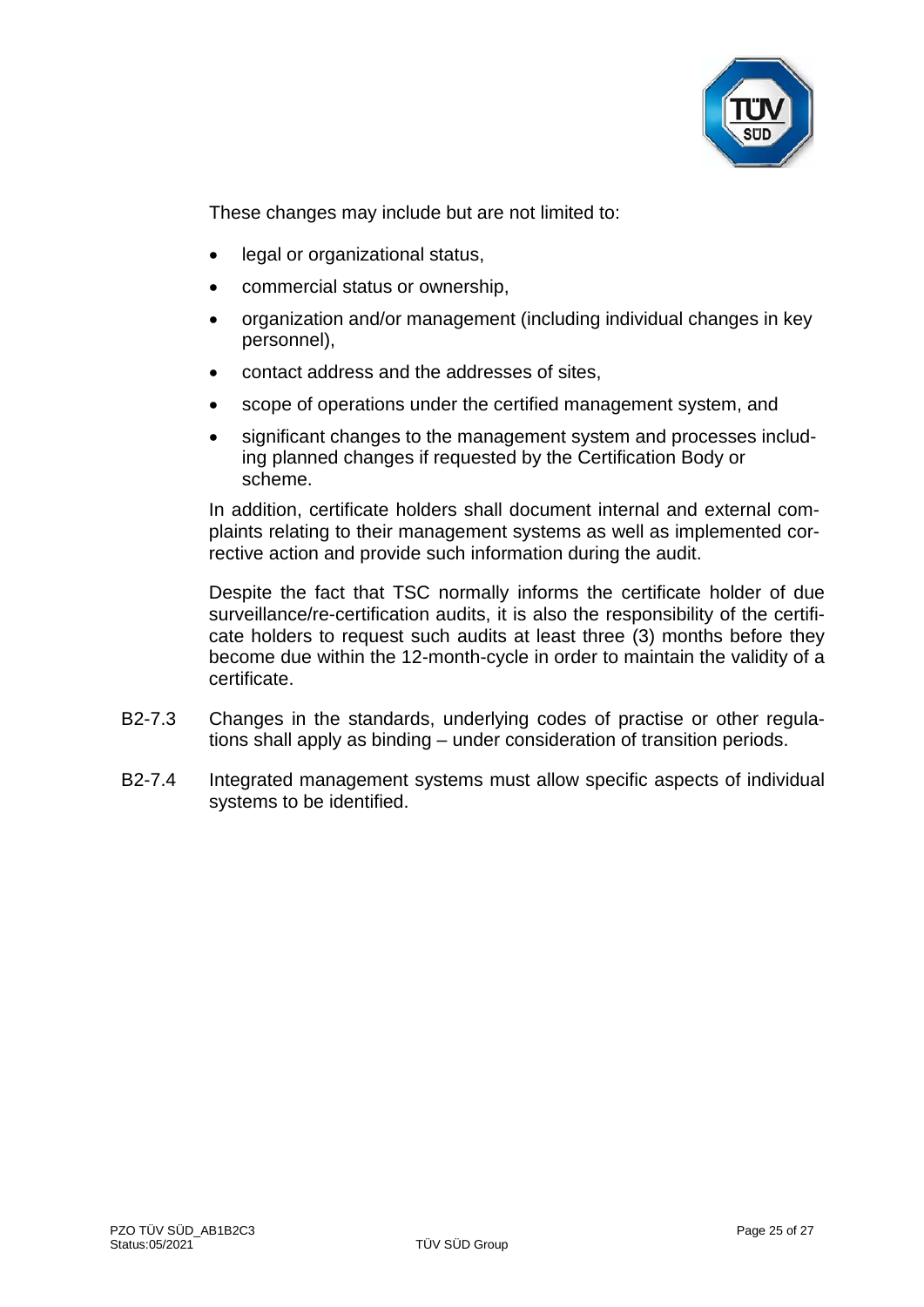These changes may include but are not limited to:

- legal or organizational status,
- commercial status or ownership,
- organization and/or management (including individual changes in key personnel),
- contact address and the addresses of sites,
- scope of operations under the certified management system, and
- significant changes to the management system and processes including planned changes if requested by the Certification Body or scheme.

In addition, certificate holders shall document internal and external complaints relating to their management systems as well as implemented corrective action and provide such information during the audit.

Despite the fact that TSC normally informs the certificate holder of due surveillance/re-certification audits, it is also the responsibility of the certificate holders to request such audits at least three (3) months before they become due within the 12-month-cycle in order to maintain the validity of a certificate.

B2-7.3 Changes in the standards, underlying codes of practise or other regulations shall apply as binding – under consideration of transition periods.

B2-7.4 Integrated management systems must allow specific aspects of individual systems to be identified.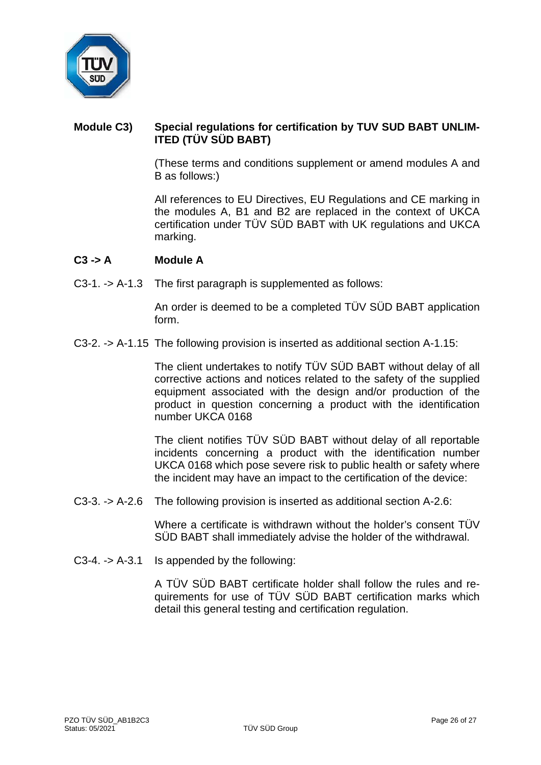## Module C3) Special regulations for certification by TUV SUD BABT UNLIMITED (TÜV SÜD BABT)

(These terms and conditions supplement or amend modules A and B as follows:)

All references to EU Directives, EU Regulations and CE marking in the modules A, B1 and B2 are replaced in the context of UKCA certification under TÜV SÜD BABT with UK regulations and UKCA marking.

### C3 -> A Module A

C3-1. -> A-1.3 The first paragraph is supplemented as follows:

An order is deemed to be a completed TÜV SÜD BABT application form.

C3-2. -> A-1.15 The following provision is inserted as additional section A-1.15:

The client undertakes to notify TÜV SÜD BABT without delay of all corrective actions and notices related to the safety of the supplied equipment associated with the design and/or production of the product in question concerning a product with the identification number UKCA 0168

The client notifies TÜV SÜD BABT without delay of all reportable incidents concerning a product with the identification number UKCA 0168 which pose severe risk to public health or safety where the incident may have an impact to the certification of the device:

C3-3. -> A-2.6 The following provision is inserted as additional section A-2.6:

Where a certificate is withdrawn without the holder's consent TÜV SÜD BABT shall immediately advise the holder of the withdrawal.

C3-4. -> A-3.1 Is appended by the following:

A TÜV SÜD BABT certificate holder shall follow the rules and requirements for use of TÜV SÜD BABT certification marks which detail this general testing and certification regulation.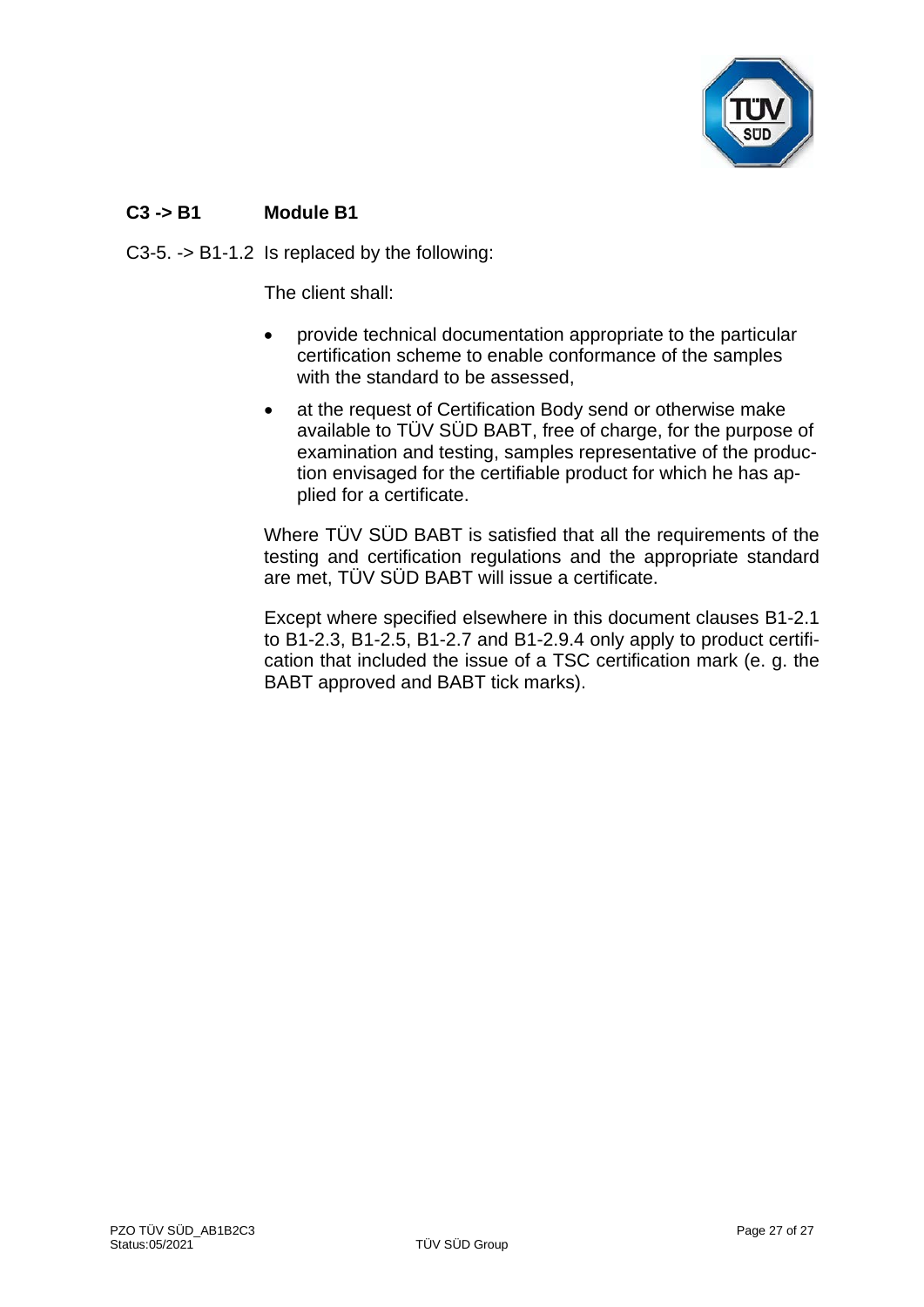## C3 -> B1 Module B1

C3-5. -> B1-1.2 Is replaced by the following:

The client shall:

- provide technical documentation appropriate to the particular certification scheme to enable conformance of the samples with the standard to be assessed,
- at the request of Certification Body send or otherwise make available to TÜV SÜD BABT, free of charge, for the purpose of examination and testing, samples representative of the production envisaged for the certifiable product for which he has applied for a certificate.

Where TÜV SÜD BABT is satisfied that all the requirements of the testing and certification regulations and the appropriate standard are met, TÜV SÜD BABT will issue a certificate.

Except where specified elsewhere in this document clauses B1-2.1 to B1-2.3, B1-2.5, B1-2.7 and B1-2.9.4 only apply to product certification that included the issue of a TSC certification mark (e. g. the BABT approved and BABT tick marks).